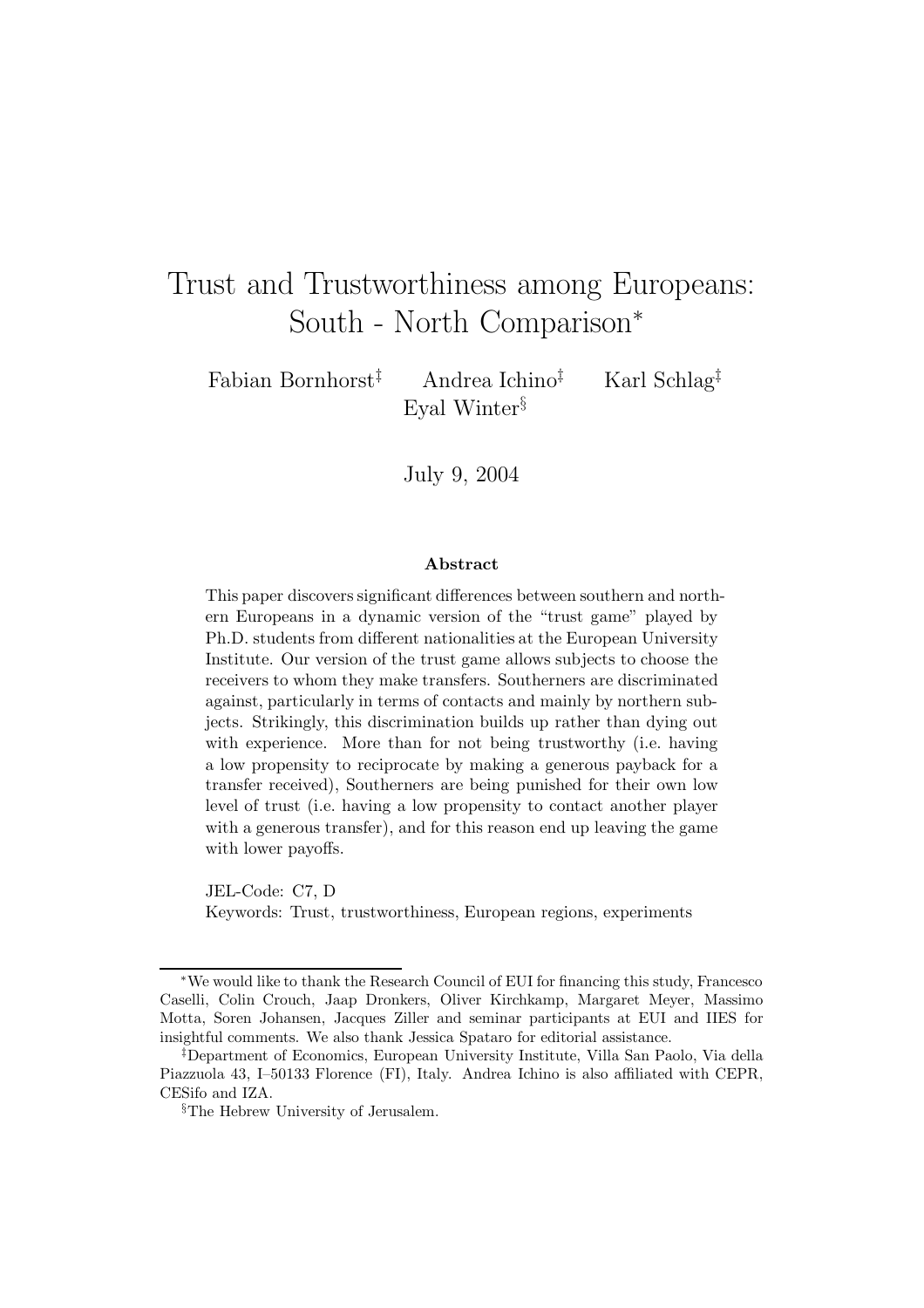# Trust and Trustworthiness among Europeans: South - North Comparison*

Fabian Bornhorst[‡] Andrea Ichino[‡] Karl Schlag[‡]
Eyal Winter[§]

July 9, 2004

### Abstract

This paper discovers significant differences between southern and northern Europeans in a dynamic version of the "trust game" played by Ph.D. students from different nationalities at the European University Institute. Our version of the trust game allows subjects to choose the receivers to whom they make transfers. Southerners are discriminated against, particularly in terms of contacts and mainly by northern subjects. Strikingly, this discrimination builds up rather than dying out with experience. More than for not being trustworthy (i.e. having a low propensity to reciprocate by making a generous payback for a transfer received), Southerners are being punished for their own low level of trust (i.e. having a low propensity to contact another player with a generous transfer), and for this reason end up leaving the game with lower payoffs.

JEL-Code: C7, D

Keywords: Trust, trustworthiness, European regions, experiments

---

*We would like to thank the Research Council of EUI for financing this study, Francesco Caselli, Colin Crouch, Jaap Dronkers, Oliver Kirchkamp, Margaret Meyer, Massimo Motta, Soren Johansen, Jacques Ziller and seminar participants at EUI and IIES for insightful comments. We also thank Jessica Spataro for editorial assistance.

[‡]Department of Economics, European University Institute, Villa San Paolo, Via della Piazzuola 43, I–50133 Florence (FI), Italy. Andrea Ichino is also affiliated with CEPR, CESifo and IZA.

[§]The Hebrew University of Jerusalem.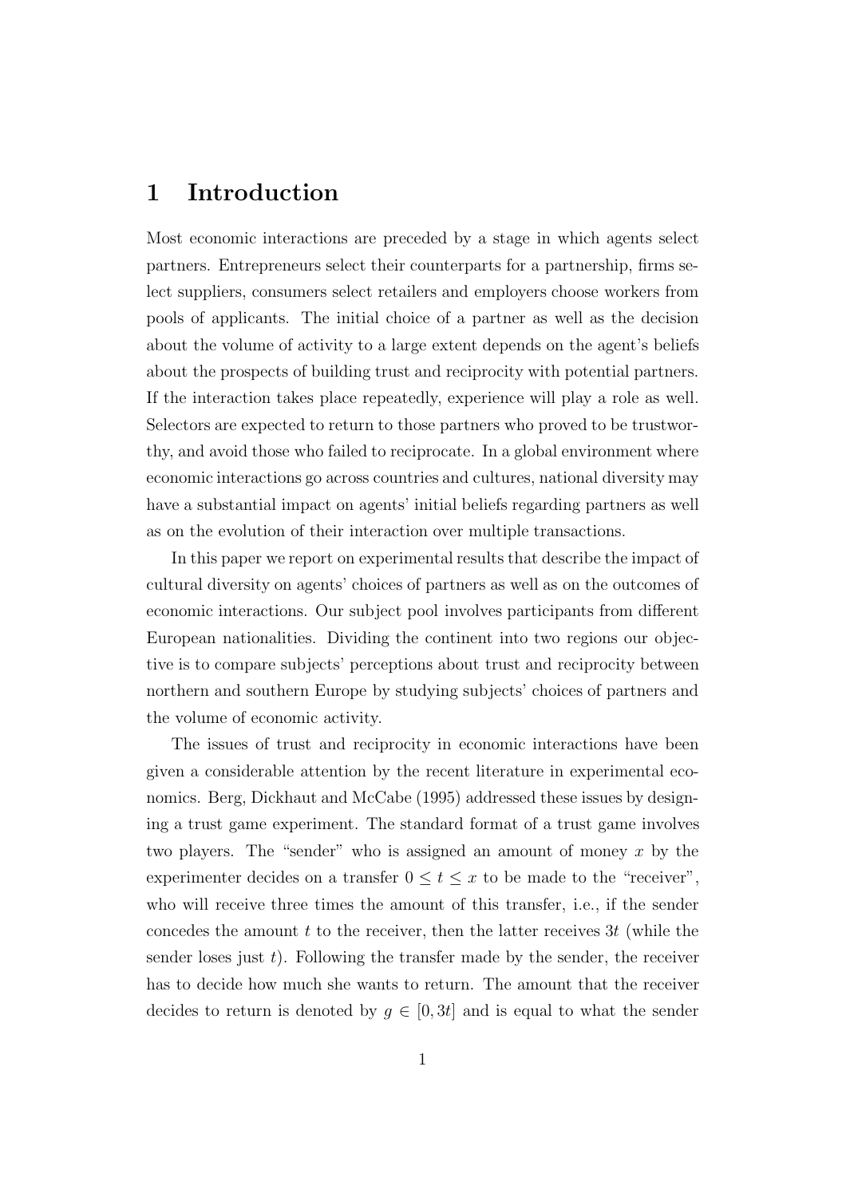# 1 Introduction

Most economic interactions are preceded by a stage in which agents select partners. Entrepreneurs select their counterparts for a partnership, firms select suppliers, consumers select retailers and employers choose workers from pools of applicants. The initial choice of a partner as well as the decision about the volume of activity to a large extent depends on the agent's beliefs about the prospects of building trust and reciprocity with potential partners. If the interaction takes place repeatedly, experience will play a role as well. Selectors are expected to return to those partners who proved to be trustworthy, and avoid those who failed to reciprocate. In a global environment where economic interactions go across countries and cultures, national diversity may have a substantial impact on agents' initial beliefs regarding partners as well as on the evolution of their interaction over multiple transactions.

In this paper we report on experimental results that describe the impact of cultural diversity on agents' choices of partners as well as on the outcomes of economic interactions. Our subject pool involves participants from different European nationalities. Dividing the continent into two regions our objective is to compare subjects' perceptions about trust and reciprocity between northern and southern Europe by studying subjects' choices of partners and the volume of economic activity.

The issues of trust and reciprocity in economic interactions have been given a considerable attention by the recent literature in experimental economics. Berg, Dickhaut and McCabe (1995) addressed these issues by designing a trust game experiment. The standard format of a trust game involves two players. The "sender" who is assigned an amount of money $x$ by the experimenter decides on a transfer $0 \leq t \leq x$ to be made to the "receiver", who will receive three times the amount of this transfer, i.e., if the sender concedes the amount $t$ to the receiver, then the latter receives $3t$ (while the sender loses just $t$). Following the transfer made by the sender, the receiver has to decide how much she wants to return. The amount that the receiver decides to return is denoted by $g \in [0, 3t]$ and is equal to what the sender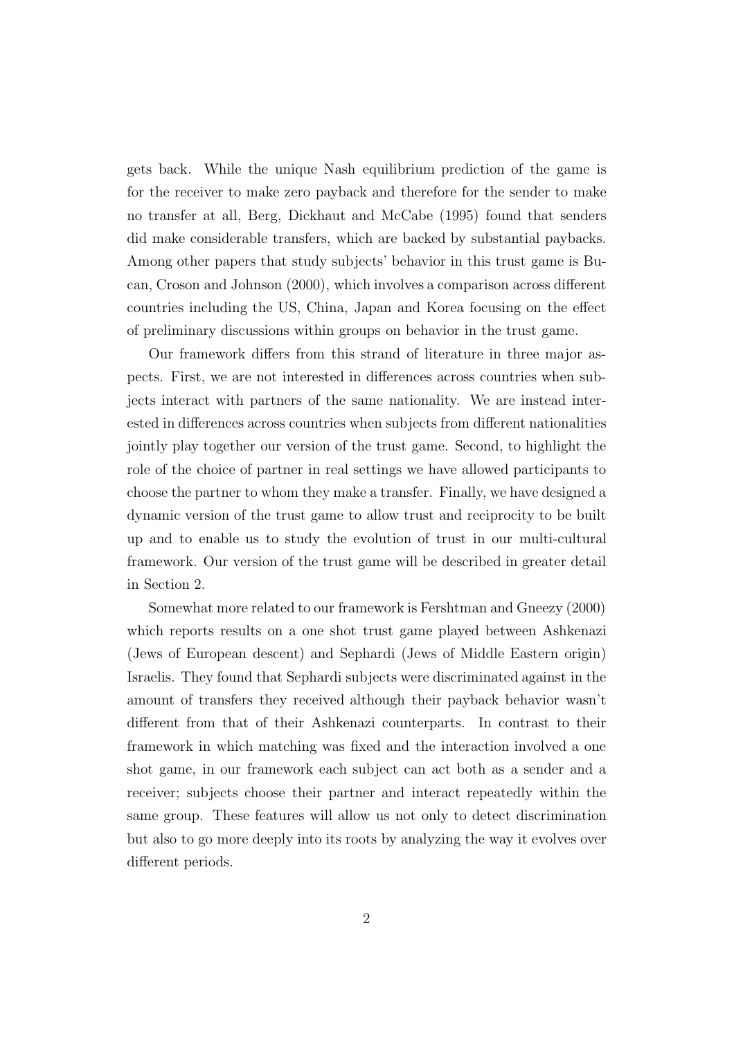gets back. While the unique Nash equilibrium prediction of the game is for the receiver to make zero payback and therefore for the sender to make no transfer at all, Berg, Dickhaut and McCabe (1995) found that senders did make considerable transfers, which are backed by substantial paybacks. Among other papers that study subjects' behavior in this trust game is Bucan, Croson and Johnson (2000), which involves a comparison across different countries including the US, China, Japan and Korea focusing on the effect of preliminary discussions within groups on behavior in the trust game.

Our framework differs from this strand of literature in three major aspects. First, we are not interested in differences across countries when subjects interact with partners of the same nationality. We are instead interested in differences across countries when subjects from different nationalities jointly play together our version of the trust game. Second, to highlight the role of the choice of partner in real settings we have allowed participants to choose the partner to whom they make a transfer. Finally, we have designed a dynamic version of the trust game to allow trust and reciprocity to be built up and to enable us to study the evolution of trust in our multi-cultural framework. Our version of the trust game will be described in greater detail in Section 2.

Somewhat more related to our framework is Fershtman and Gneezy (2000) which reports results on a one shot trust game played between Ashkenazi (Jews of European descent) and Sephardi (Jews of Middle Eastern origin) Israelis. They found that Sephardi subjects were discriminated against in the amount of transfers they received although their payback behavior wasn't different from that of their Ashkenazi counterparts. In contrast to their framework in which matching was fixed and the interaction involved a one shot game, in our framework each subject can act both as a sender and a receiver; subjects choose their partner and interact repeatedly within the same group. These features will allow us not only to detect discrimination but also to go more deeply into its roots by analyzing the way it evolves over different periods.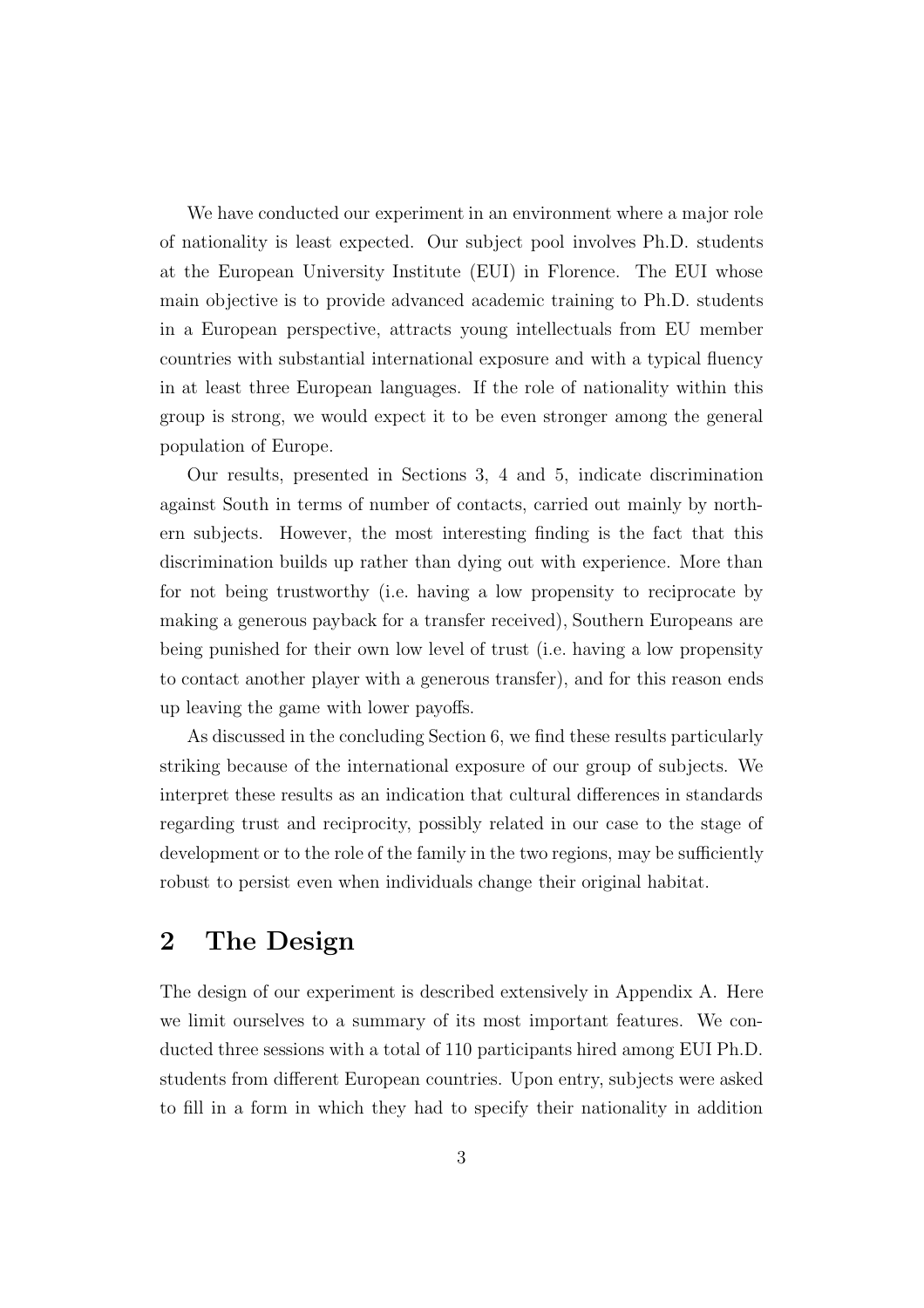We have conducted our experiment in an environment where a major role of nationality is least expected. Our subject pool involves Ph.D. students at the European University Institute (EUI) in Florence. The EUI whose main objective is to provide advanced academic training to Ph.D. students in a European perspective, attracts young intellectuals from EU member countries with substantial international exposure and with a typical fluency in at least three European languages. If the role of nationality within this group is strong, we would expect it to be even stronger among the general population of Europe.

Our results, presented in Sections 3, 4 and 5, indicate discrimination against South in terms of number of contacts, carried out mainly by northern subjects. However, the most interesting finding is the fact that this discrimination builds up rather than dying out with experience. More than for not being trustworthy (i.e. having a low propensity to reciprocate by making a generous payback for a transfer received), Southern Europeans are being punished for their own low level of trust (i.e. having a low propensity to contact another player with a generous transfer), and for this reason ends up leaving the game with lower payoffs.

As discussed in the concluding Section 6, we find these results particularly striking because of the international exposure of our group of subjects. We interpret these results as an indication that cultural differences in standards regarding trust and reciprocity, possibly related in our case to the stage of development or to the role of the family in the two regions, may be sufficiently robust to persist even when individuals change their original habitat.

## 2 The Design

The design of our experiment is described extensively in Appendix A. Here we limit ourselves to a summary of its most important features. We conducted three sessions with a total of 110 participants hired among EUI Ph.D. students from different European countries. Upon entry, subjects were asked to fill in a form in which they had to specify their nationality in addition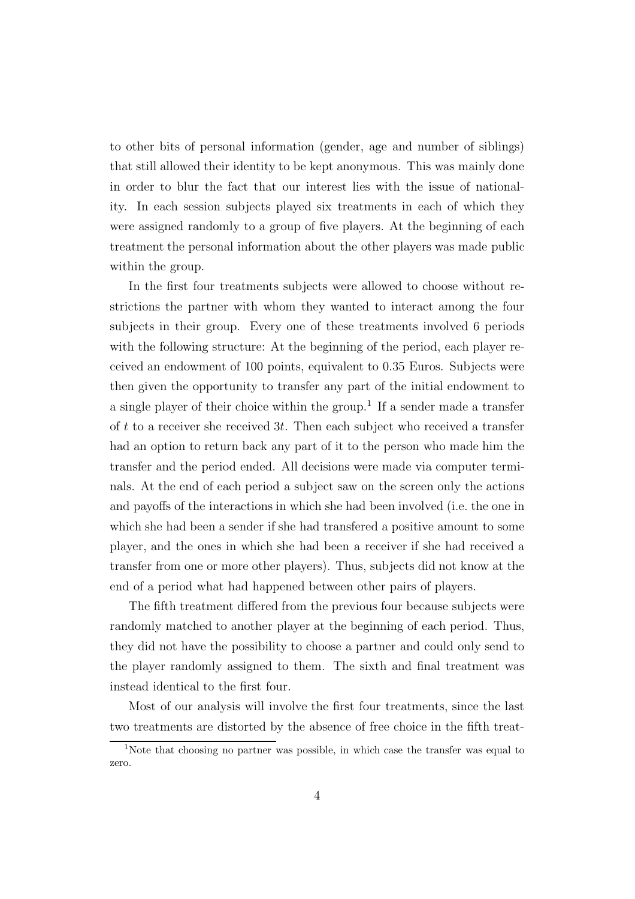to other bits of personal information (gender, age and number of siblings) that still allowed their identity to be kept anonymous. This was mainly done in order to blur the fact that our interest lies with the issue of nationality. In each session subjects played six treatments in each of which they were assigned randomly to a group of five players. At the beginning of each treatment the personal information about the other players was made public within the group.

In the first four treatments subjects were allowed to choose without restrictions the partner with whom they wanted to interact among the four subjects in their group. Every one of these treatments involved 6 periods with the following structure: At the beginning of the period, each player received an endowment of 100 points, equivalent to 0.35 Euros. Subjects were then given the opportunity to transfer any part of the initial endowment to a single player of their choice within the group.[1] If a sender made a transfer of $t$ to a receiver she received $3t$. Then each subject who received a transfer had an option to return back any part of it to the person who made him the transfer and the period ended. All decisions were made via computer terminals. At the end of each period a subject saw on the screen only the actions and payoffs of the interactions in which she had been involved (i.e. the one in which she had been a sender if she had transfered a positive amount to some player, and the ones in which she had been a receiver if she had received a transfer from one or more other players). Thus, subjects did not know at the end of a period what had happened between other pairs of players.

The fifth treatment differed from the previous four because subjects were randomly matched to another player at the beginning of each period. Thus, they did not have the possibility to choose a partner and could only send to the player randomly assigned to them. The sixth and final treatment was instead identical to the first four.

Most of our analysis will involve the first four treatments, since the last two treatments are distorted by the absence of free choice in the fifth treat-

[1] Note that choosing no partner was possible, in which case the transfer was equal to zero.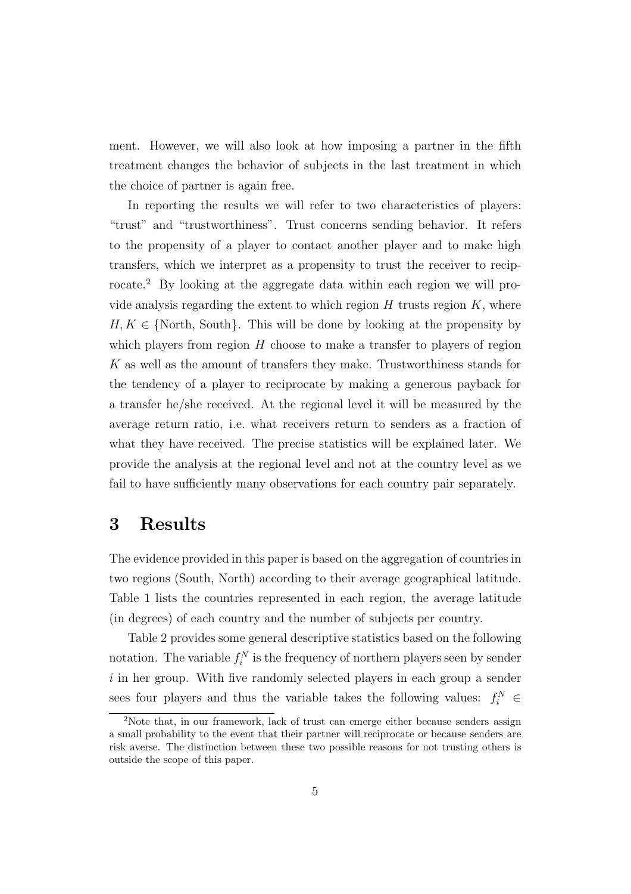ment. However, we will also look at how imposing a partner in the fifth treatment changes the behavior of subjects in the last treatment in which the choice of partner is again free.

In reporting the results we will refer to two characteristics of players: "trust" and "trustworthiness". Trust concerns sending behavior. It refers to the propensity of a player to contact another player and to make high transfers, which we interpret as a propensity to trust the receiver to reciprocate.[2] By looking at the aggregate data within each region we will provide analysis regarding the extent to which region $H$ trusts region $K$, where $H, K \in \{\text{North, South}\}$. This will be done by looking at the propensity by which players from region $H$ choose to make a transfer to players of region $K$ as well as the amount of transfers they make. Trustworthiness stands for the tendency of a player to reciprocate by making a generous payback for a transfer he/she received. At the regional level it will be measured by the average return ratio, i.e. what receivers return to senders as a fraction of what they have received. The precise statistics will be explained later. We provide the analysis at the regional level and not at the country level as we fail to have sufficiently many observations for each country pair separately.

# 3 Results

The evidence provided in this paper is based on the aggregation of countries in two regions (South, North) according to their average geographical latitude. Table 1 lists the countries represented in each region, the average latitude (in degrees) of each country and the number of subjects per country.

Table 2 provides some general descriptive statistics based on the following notation. The variable $f_i^N$ is the frequency of northern players seen by sender $i$ in her group. With five randomly selected players in each group a sender sees four players and thus the variable takes the following values: $f_i^N \in$

[2] Note that, in our framework, lack of trust can emerge either because senders assign a small probability to the event that their partner will reciprocate or because senders are risk averse. The distinction between these two possible reasons for not trusting others is outside the scope of this paper.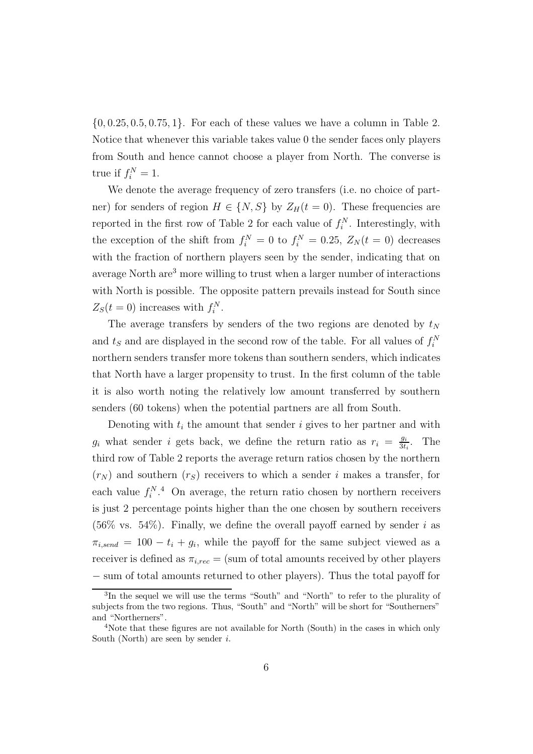$\{0, 0.25, 0.5, 0.75, 1\}$. For each of these values we have a column in Table 2. Notice that whenever this variable takes value 0 the sender faces only players from South and hence cannot choose a player from North. The converse is true if $f_i^N = 1$.

We denote the average frequency of zero transfers (i.e. no choice of partner) for senders of region $H \in \{N, S\}$ by $Z_H(t = 0)$. These frequencies are reported in the first row of Table 2 for each value of $f_i^N$. Interestingly, with the exception of the shift from $f_i^N = 0$ to $f_i^N = 0.25$, $Z_N(t = 0)$ decreases with the fraction of northern players seen by the sender, indicating that on average North are[3] more willing to trust when a larger number of interactions with North is possible. The opposite pattern prevails instead for South since $Z_S(t = 0)$ increases with $f_i^N$.

The average transfers by senders of the two regions are denoted by $t_N$ and $t_S$ and are displayed in the second row of the table. For all values of $f_i^N$ northern senders transfer more tokens than southern senders, which indicates that North have a larger propensity to trust. In the first column of the table it is also worth noting the relatively low amount transferred by southern senders (60 tokens) when the potential partners are all from South.

Denoting with $t_i$ the amount that sender $i$ gives to her partner and with $g_i$ what sender $i$ gets back, we define the return ratio as $r_i = \frac{g_i}{3t_i}$. The third row of Table 2 reports the average return ratios chosen by the northern ($r_N$) and southern ($r_S$) receivers to which a sender $i$ makes a transfer, for each value $f_i^N$.[4] On average, the return ratio chosen by northern receivers is just 2 percentage points higher than the one chosen by southern receivers (56% vs. 54%). Finally, we define the overall payoff earned by sender $i$ as $\pi_{i,send} = 100 - t_i + g_i$, while the payoff for the same subject viewed as a receiver is defined as $\pi_{i,rec} =$ (sum of total amounts received by other players − sum of total amounts returned to other players). Thus the total payoff for

[3]In the sequel we will use the terms "South" and "North" to refer to the plurality of subjects from the two regions. Thus, "South" and "North" will be short for "Southerners" and "Northerners".

[4]Note that these figures are not available for North (South) in the cases in which only South (North) are seen by sender $i$.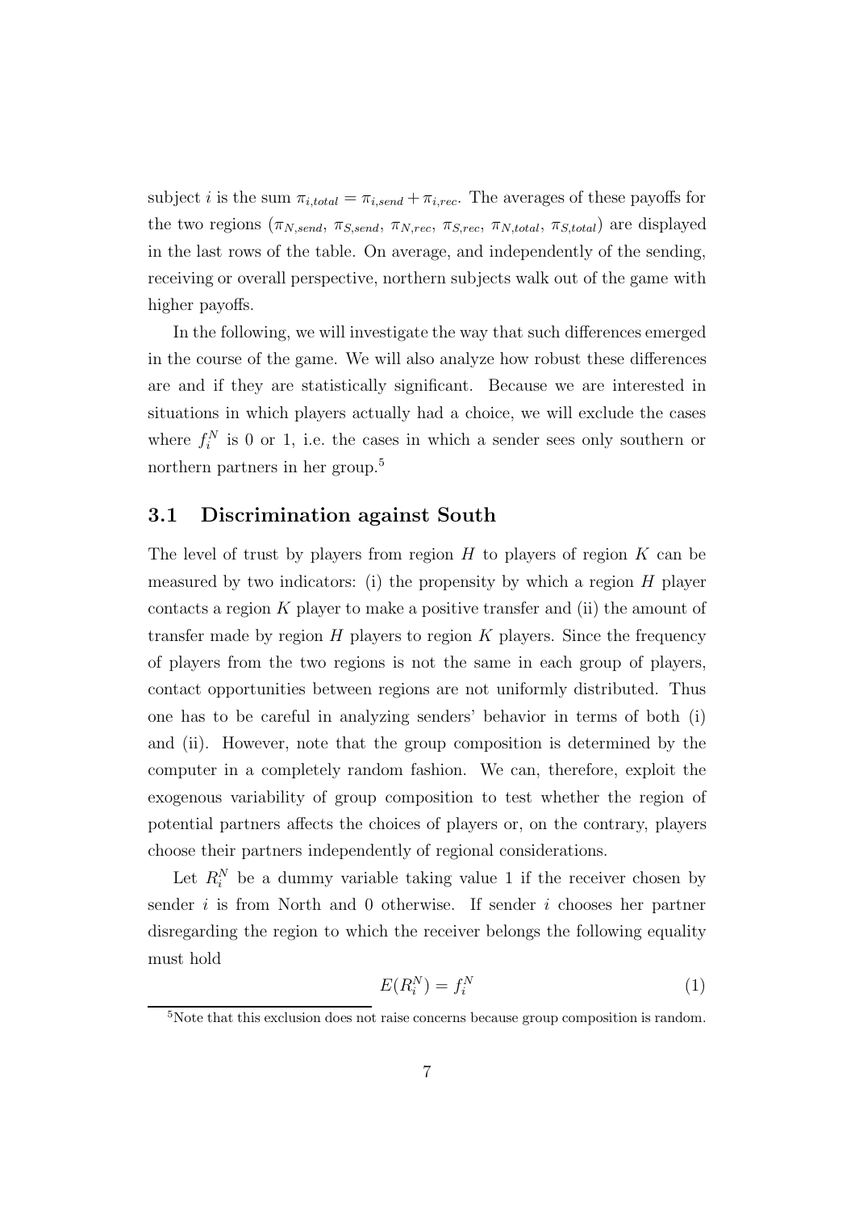subject $i$ is the sum $\pi_{i,total} = \pi_{i,send} + \pi_{i,rec}$. The averages of these payoffs for the two regions ($\pi_{N,send}$, $\pi_{S,send}$, $\pi_{N,rec}$, $\pi_{S,rec}$, $\pi_{N,total}$, $\pi_{S,total}$) are displayed in the last rows of the table. On average, and independently of the sending, receiving or overall perspective, northern subjects walk out of the game with higher payoffs.

In the following, we will investigate the way that such differences emerged in the course of the game. We will also analyze how robust these differences are and if they are statistically significant. Because we are interested in situations in which players actually had a choice, we will exclude the cases where $f_i^N$ is 0 or 1, i.e. the cases in which a sender sees only southern or northern partners in her group.[5]

## 3.1 Discrimination against South

The level of trust by players from region $H$ to players of region $K$ can be measured by two indicators: (i) the propensity by which a region $H$ player contacts a region $K$ player to make a positive transfer and (ii) the amount of transfer made by region $H$ players to region $K$ players. Since the frequency of players from the two regions is not the same in each group of players, contact opportunities between regions are not uniformly distributed. Thus one has to be careful in analyzing senders' behavior in terms of both (i) and (ii). However, note that the group composition is determined by the computer in a completely random fashion. We can, therefore, exploit the exogenous variability of group composition to test whether the region of potential partners affects the choices of players or, on the contrary, players choose their partners independently of regional considerations.

Let $R_i^N$ be a dummy variable taking value 1 if the receiver chosen by sender $i$ is from North and 0 otherwise. If sender $i$ chooses her partner disregarding the region to which the receiver belongs the following equality must hold

$$E(R_i^N) = f_i^N \tag{1}$$

[5] Note that this exclusion does not raise concerns because group composition is random.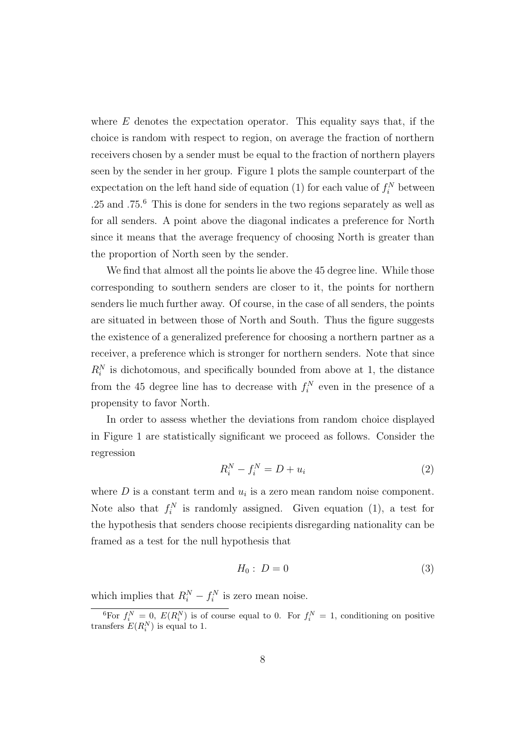where $E$ denotes the expectation operator. This equality says that, if the choice is random with respect to region, on average the fraction of northern receivers chosen by a sender must be equal to the fraction of northern players seen by the sender in her group. Figure 1 plots the sample counterpart of the expectation on the left hand side of equation (1) for each value of $f_i^N$ between .25 and .75.[6] This is done for senders in the two regions separately as well as for all senders. A point above the diagonal indicates a preference for North since it means that the average frequency of choosing North is greater than the proportion of North seen by the sender.

We find that almost all the points lie above the 45 degree line. While those corresponding to southern senders are closer to it, the points for northern senders lie much further away. Of course, in the case of all senders, the points are situated in between those of North and South. Thus the figure suggests the existence of a generalized preference for choosing a northern partner as a receiver, a preference which is stronger for northern senders. Note that since $R_i^N$ is dichotomous, and specifically bounded from above at 1, the distance from the 45 degree line has to decrease with $f_i^N$ even in the presence of a propensity to favor North.

In order to assess whether the deviations from random choice displayed in Figure 1 are statistically significant we proceed as follows. Consider the regression

$$R_i^N - f_i^N = D + u_i \tag{2}$$

where $D$ is a constant term and $u_i$ is a zero mean random noise component. Note also that $f_i^N$ is randomly assigned. Given equation (1), a test for the hypothesis that senders choose recipients disregarding nationality can be framed as a test for the null hypothesis that

$$H_0: \ D = 0 \tag{3}$$

which implies that $R_i^N - f_i^N$ is zero mean noise.

[6] For $f_i^N = 0$, $E(R_i^N)$ is of course equal to 0. For $f_i^N = 1$, conditioning on positive transfers $E(R_i^N)$ is equal to 1.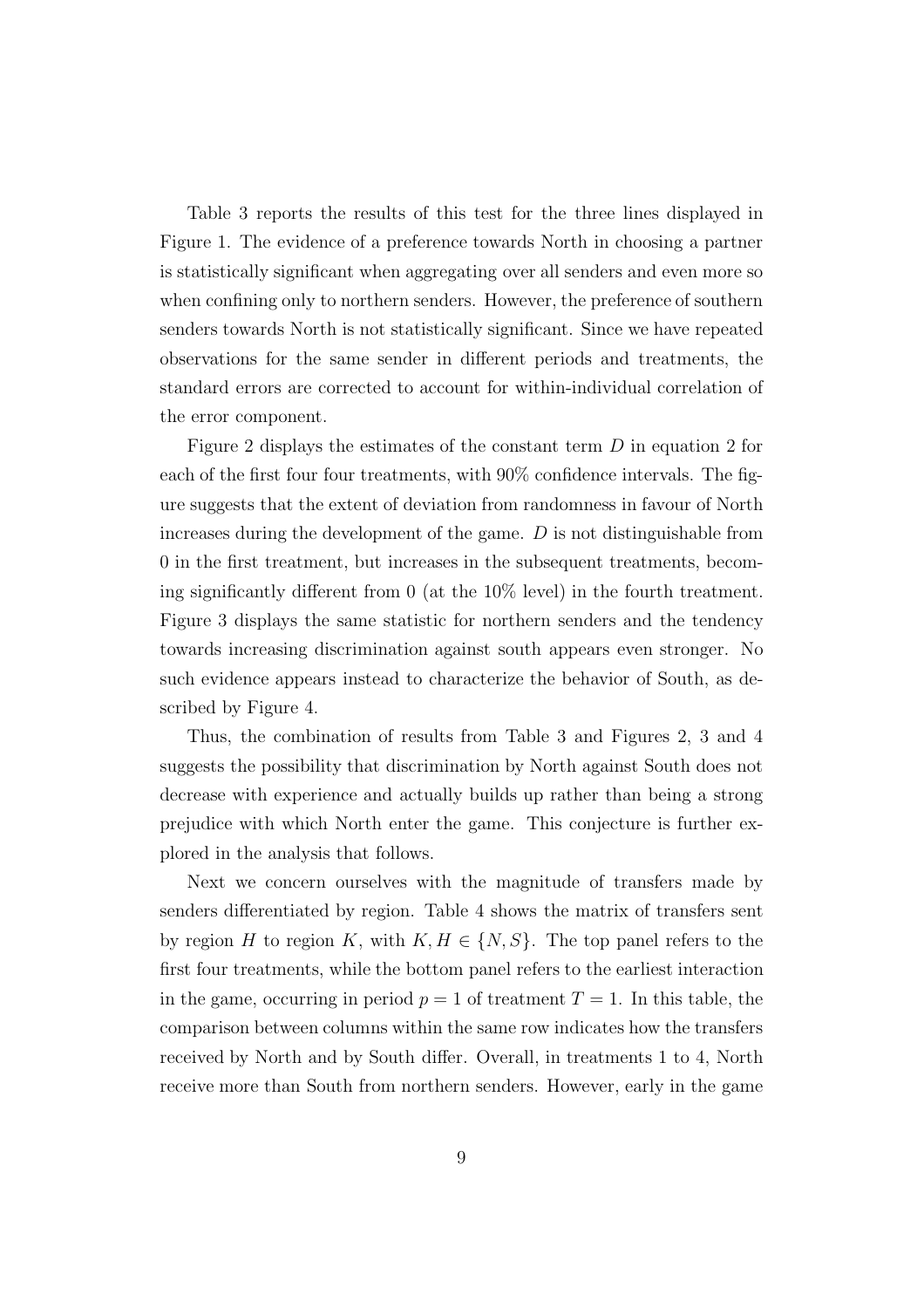Table 3 reports the results of this test for the three lines displayed in Figure 1. The evidence of a preference towards North in choosing a partner is statistically significant when aggregating over all senders and even more so when confining only to northern senders. However, the preference of southern senders towards North is not statistically significant. Since we have repeated observations for the same sender in different periods and treatments, the standard errors are corrected to account for within-individual correlation of the error component.

Figure 2 displays the estimates of the constant term $D$ in equation 2 for each of the first four four treatments, with 90% confidence intervals. The figure suggests that the extent of deviation from randomness in favour of North increases during the development of the game. $D$ is not distinguishable from 0 in the first treatment, but increases in the subsequent treatments, becoming significantly different from 0 (at the 10% level) in the fourth treatment. Figure 3 displays the same statistic for northern senders and the tendency towards increasing discrimination against south appears even stronger. No such evidence appears instead to characterize the behavior of South, as described by Figure 4.

Thus, the combination of results from Table 3 and Figures 2, 3 and 4 suggests the possibility that discrimination by North against South does not decrease with experience and actually builds up rather than being a strong prejudice with which North enter the game. This conjecture is further explored in the analysis that follows.

Next we concern ourselves with the magnitude of transfers made by senders differentiated by region. Table 4 shows the matrix of transfers sent by region $H$ to region $K$, with $K, H \in \{N, S\}$. The top panel refers to the first four treatments, while the bottom panel refers to the earliest interaction in the game, occurring in period $p = 1$ of treatment $T = 1$. In this table, the comparison between columns within the same row indicates how the transfers received by North and by South differ. Overall, in treatments 1 to 4, North receive more than South from northern senders. However, early in the game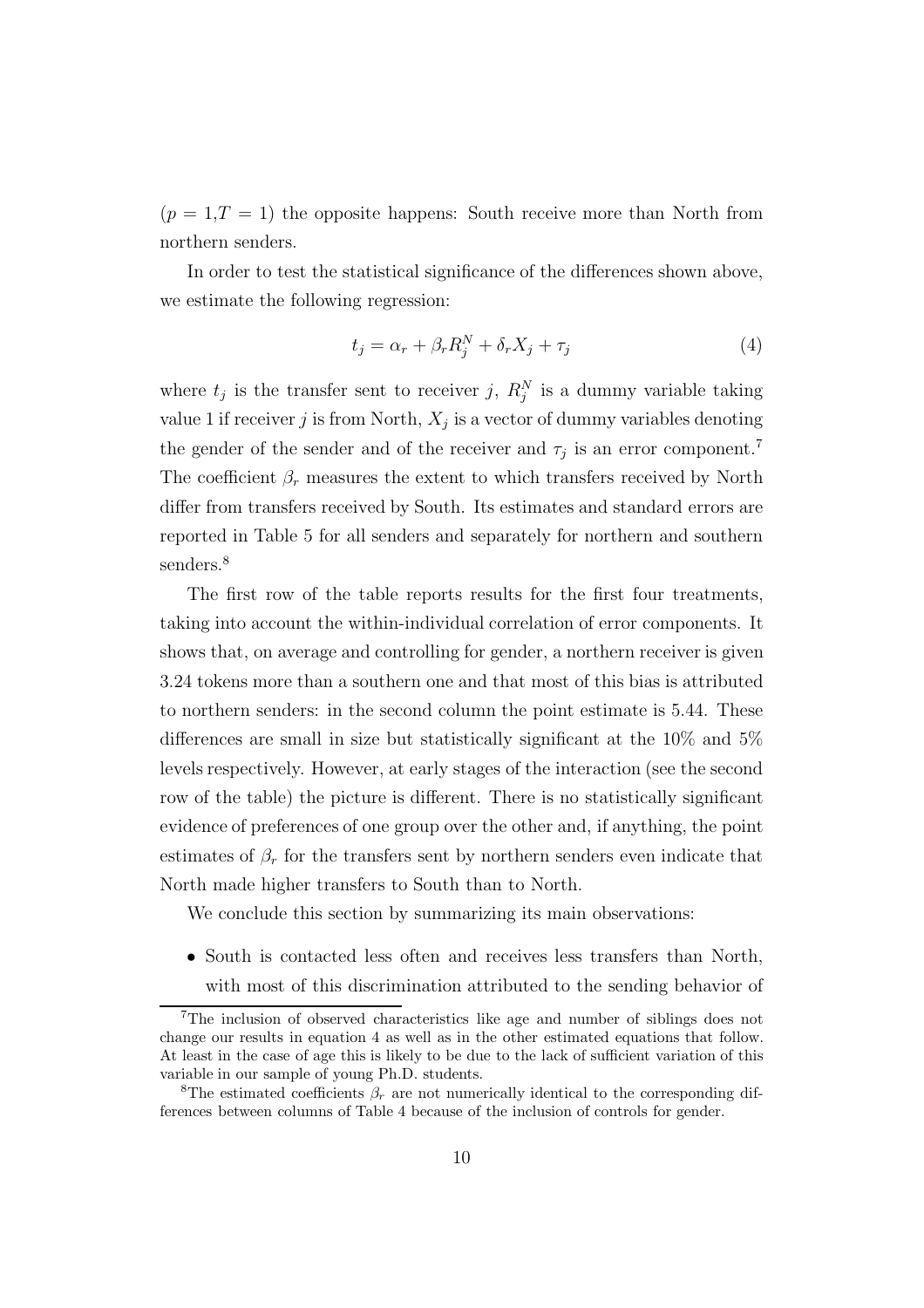($p = 1$,$T = 1$) the opposite happens: South receive more than North from northern senders.

In order to test the statistical significance of the differences shown above, we estimate the following regression:

$$t_j = \alpha_r + \beta_r R_j^N + \delta_r X_j + \tau_j \tag{4}$$

where $t_j$ is the transfer sent to receiver $j$, $R_j^N$ is a dummy variable taking value 1 if receiver $j$ is from North, $X_j$ is a vector of dummy variables denoting the gender of the sender and of the receiver and $\tau_j$ is an error component.[7] The coefficient $\beta_r$ measures the extent to which transfers received by North differ from transfers received by South. Its estimates and standard errors are reported in Table 5 for all senders and separately for northern and southern senders.[8]

The first row of the table reports results for the first four treatments, taking into account the within-individual correlation of error components. It shows that, on average and controlling for gender, a northern receiver is given 3.24 tokens more than a southern one and that most of this bias is attributed to northern senders: in the second column the point estimate is 5.44. These differences are small in size but statistically significant at the 10% and 5% levels respectively. However, at early stages of the interaction (see the second row of the table) the picture is different. There is no statistically significant evidence of preferences of one group over the other and, if anything, the point estimates of $\beta_r$ for the transfers sent by northern senders even indicate that North made higher transfers to South than to North.

We conclude this section by summarizing its main observations:

- South is contacted less often and receives less transfers than North, with most of this discrimination attributed to the sending behavior of

[7] The inclusion of observed characteristics like age and number of siblings does not change our results in equation 4 as well as in the other estimated equations that follow. At least in the case of age this is likely to be due to the lack of sufficient variation of this variable in our sample of young Ph.D. students.

[8] The estimated coefficients $\beta_r$ are not numerically identical to the corresponding differences between columns of Table 4 because of the inclusion of controls for gender.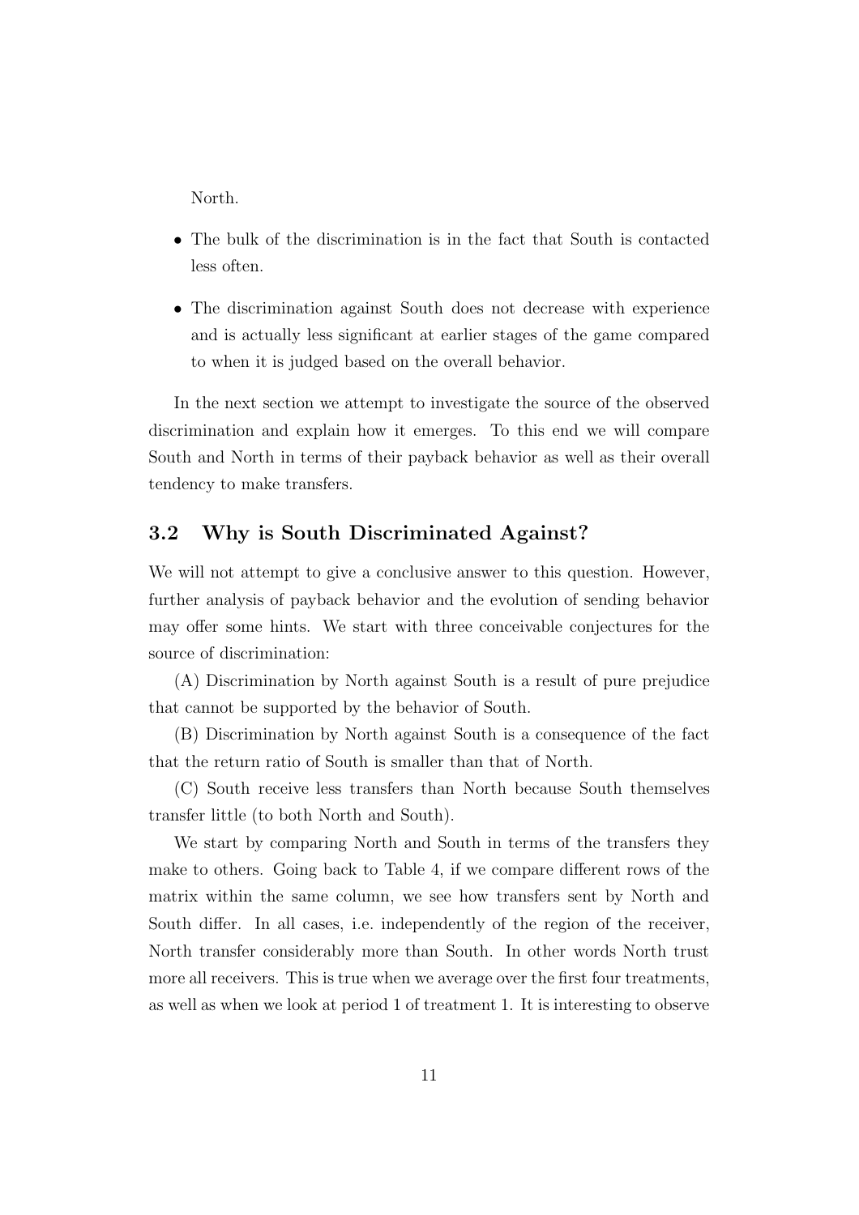North.

- The bulk of the discrimination is in the fact that South is contacted less often.
- The discrimination against South does not decrease with experience and is actually less significant at earlier stages of the game compared to when it is judged based on the overall behavior.

In the next section we attempt to investigate the source of the observed discrimination and explain how it emerges. To this end we will compare South and North in terms of their payback behavior as well as their overall tendency to make transfers.

## 3.2 Why is South Discriminated Against?

We will not attempt to give a conclusive answer to this question. However, further analysis of payback behavior and the evolution of sending behavior may offer some hints. We start with three conceivable conjectures for the source of discrimination:

(A) Discrimination by North against South is a result of pure prejudice that cannot be supported by the behavior of South.

(B) Discrimination by North against South is a consequence of the fact that the return ratio of South is smaller than that of North.

(C) South receive less transfers than North because South themselves transfer little (to both North and South).

We start by comparing North and South in terms of the transfers they make to others. Going back to Table 4, if we compare different rows of the matrix within the same column, we see how transfers sent by North and South differ. In all cases, i.e. independently of the region of the receiver, North transfer considerably more than South. In other words North trust more all receivers. This is true when we average over the first four treatments, as well as when we look at period 1 of treatment 1. It is interesting to observe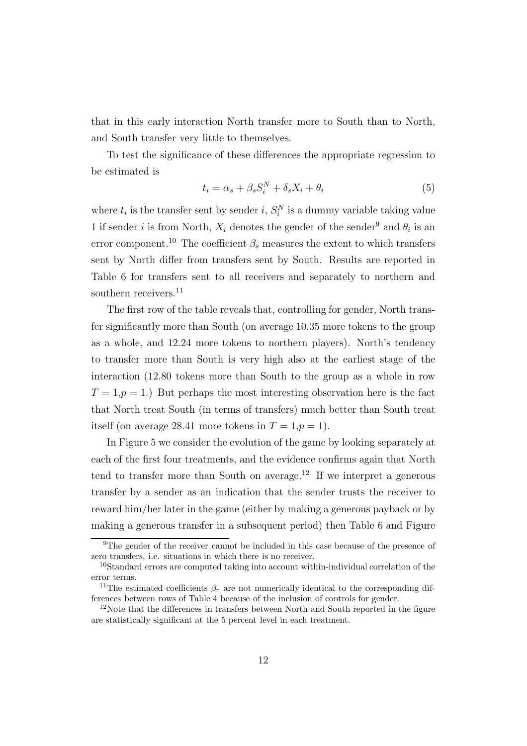that in this early interaction North transfer more to South than to North, and South transfer very little to themselves.

To test the significance of these differences the appropriate regression to be estimated is

$$t_i = \alpha_s + \beta_s S_i^N + \delta_s X_i + \theta_i \tag{5}$$

where $t_i$ is the transfer sent by sender $i$, $S_i^N$ is a dummy variable taking value 1 if sender $i$ is from North, $X_i$ denotes the gender of the sender[9] and $\theta_i$ is an error component.[10] The coefficient $\beta_s$ measures the extent to which transfers sent by North differ from transfers sent by South. Results are reported in Table 6 for transfers sent to all receivers and separately to northern and southern receivers.[11]

The first row of the table reveals that, controlling for gender, North transfer significantly more than South (on average 10.35 more tokens to the group as a whole, and 12.24 more tokens to northern players). North's tendency to transfer more than South is very high also at the earliest stage of the interaction (12.80 tokens more than South to the group as a whole in row $T = 1, p = 1$.) But perhaps the most interesting observation here is the fact that North treat South (in terms of transfers) much better than South treat itself (on average 28.41 more tokens in $T = 1, p = 1$).

In Figure 5 we consider the evolution of the game by looking separately at each of the first four treatments, and the evidence confirms again that North tend to transfer more than South on average.[12] If we interpret a generous transfer by a sender as an indication that the sender trusts the receiver to reward him/her later in the game (either by making a generous payback or by making a generous transfer in a subsequent period) then Table 6 and Figure

---

[9] The gender of the receiver cannot be included in this case because of the presence of zero transfers, i.e. situations in which there is no receiver.

[10] Standard errors are computed taking into account within-individual correlation of the error terms.

[11] The estimated coefficients $\beta_r$ are not numerically identical to the corresponding differences between rows of Table 4 because of the inclusion of controls for gender.

[12] Note that the differences in transfers between North and South reported in the figure are statistically significant at the 5 percent level in each treatment.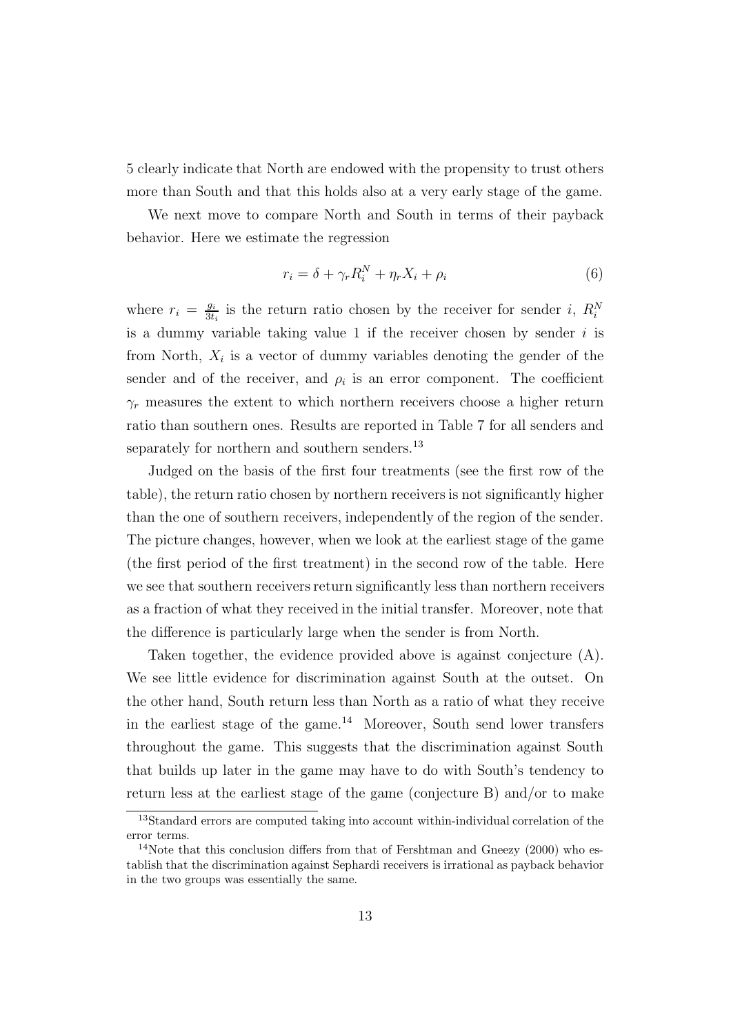5 clearly indicate that North are endowed with the propensity to trust others more than South and that this holds also at a very early stage of the game.

We next move to compare North and South in terms of their payback behavior. Here we estimate the regression

$$r_i = \delta + \gamma_r R_i^N + \eta_r X_i + \rho_i \tag{6}$$

where $r_i = \frac{g_i}{3t_i}$ is the return ratio chosen by the receiver for sender $i$, $R_i^N$ is a dummy variable taking value 1 if the receiver chosen by sender $i$ is from North, $X_i$ is a vector of dummy variables denoting the gender of the sender and of the receiver, and $\rho_i$ is an error component. The coefficient $\gamma_r$ measures the extent to which northern receivers choose a higher return ratio than southern ones. Results are reported in Table 7 for all senders and separately for northern and southern senders.[13]

Judged on the basis of the first four treatments (see the first row of the table), the return ratio chosen by northern receivers is not significantly higher than the one of southern receivers, independently of the region of the sender. The picture changes, however, when we look at the earliest stage of the game (the first period of the first treatment) in the second row of the table. Here we see that southern receivers return significantly less than northern receivers as a fraction of what they received in the initial transfer. Moreover, note that the difference is particularly large when the sender is from North.

Taken together, the evidence provided above is against conjecture (A). We see little evidence for discrimination against South at the outset. On the other hand, South return less than North as a ratio of what they receive in the earliest stage of the game.[14] Moreover, South send lower transfers throughout the game. This suggests that the discrimination against South that builds up later in the game may have to do with South's tendency to return less at the earliest stage of the game (conjecture B) and/or to make

[13] Standard errors are computed taking into account within-individual correlation of the error terms.

[14] Note that this conclusion differs from that of Fershtman and Gneezy (2000) who establish that the discrimination against Sephardi receivers is irrational as payback behavior in the two groups was essentially the same.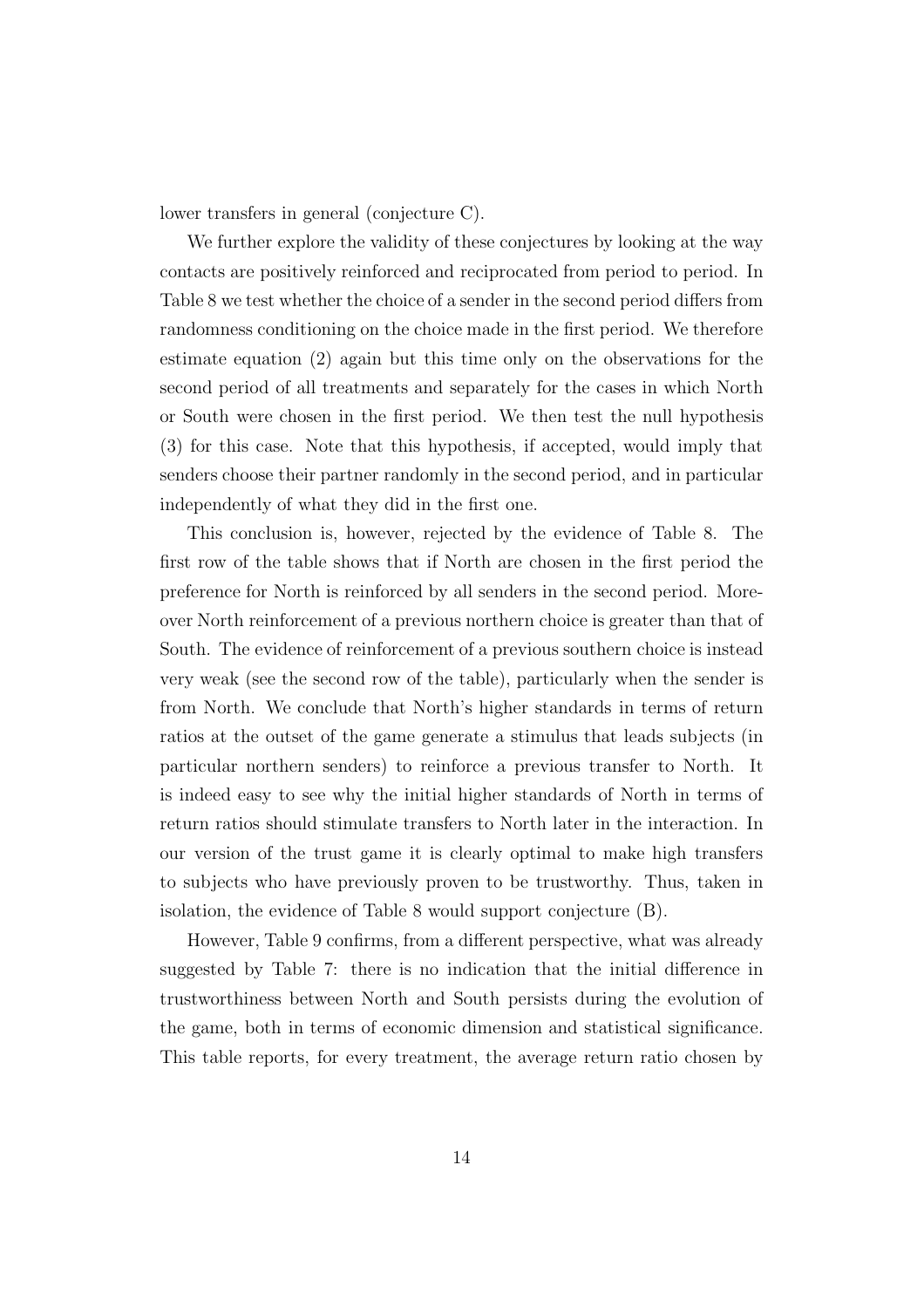lower transfers in general (conjecture C).

We further explore the validity of these conjectures by looking at the way contacts are positively reinforced and reciprocated from period to period. In Table 8 we test whether the choice of a sender in the second period differs from randomness conditioning on the choice made in the first period. We therefore estimate equation (2) again but this time only on the observations for the second period of all treatments and separately for the cases in which North or South were chosen in the first period. We then test the null hypothesis (3) for this case. Note that this hypothesis, if accepted, would imply that senders choose their partner randomly in the second period, and in particular independently of what they did in the first one.

This conclusion is, however, rejected by the evidence of Table 8. The first row of the table shows that if North are chosen in the first period the preference for North is reinforced by all senders in the second period. Moreover North reinforcement of a previous northern choice is greater than that of South. The evidence of reinforcement of a previous southern choice is instead very weak (see the second row of the table), particularly when the sender is from North. We conclude that North's higher standards in terms of return ratios at the outset of the game generate a stimulus that leads subjects (in particular northern senders) to reinforce a previous transfer to North. It is indeed easy to see why the initial higher standards of North in terms of return ratios should stimulate transfers to North later in the interaction. In our version of the trust game it is clearly optimal to make high transfers to subjects who have previously proven to be trustworthy. Thus, taken in isolation, the evidence of Table 8 would support conjecture (B).

However, Table 9 confirms, from a different perspective, what was already suggested by Table 7: there is no indication that the initial difference in trustworthiness between North and South persists during the evolution of the game, both in terms of economic dimension and statistical significance. This table reports, for every treatment, the average return ratio chosen by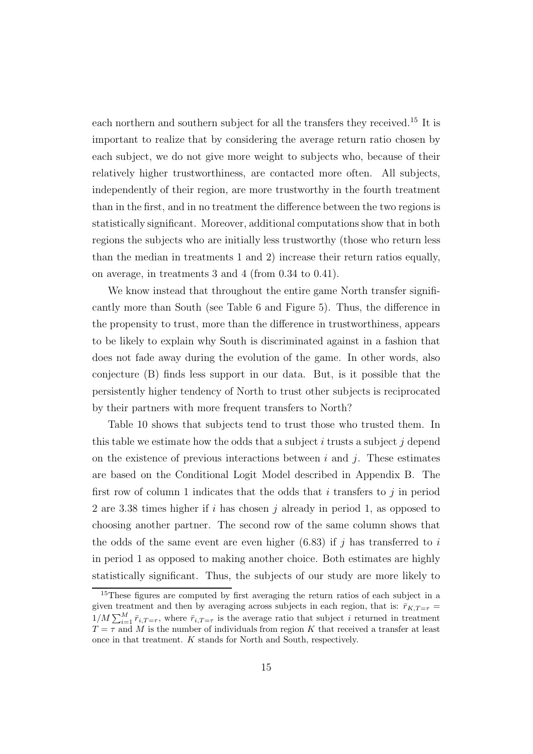each northern and southern subject for all the transfers they received.[15] It is important to realize that by considering the average return ratio chosen by each subject, we do not give more weight to subjects who, because of their relatively higher trustworthiness, are contacted more often. All subjects, independently of their region, are more trustworthy in the fourth treatment than in the first, and in no treatment the difference between the two regions is statistically significant. Moreover, additional computations show that in both regions the subjects who are initially less trustworthy (those who return less than the median in treatments 1 and 2) increase their return ratios equally, on average, in treatments 3 and 4 (from 0.34 to 0.41).

We know instead that throughout the entire game North transfer significantly more than South (see Table 6 and Figure 5). Thus, the difference in the propensity to trust, more than the difference in trustworthiness, appears to be likely to explain why South is discriminated against in a fashion that does not fade away during the evolution of the game. In other words, also conjecture (B) finds less support in our data. But, is it possible that the persistently higher tendency of North to trust other subjects is reciprocated by their partners with more frequent transfers to North?

Table 10 shows that subjects tend to trust those who trusted them. In this table we estimate how the odds that a subject $i$ trusts a subject $j$ depend on the existence of previous interactions between $i$ and $j$. These estimates are based on the Conditional Logit Model described in Appendix B. The first row of column 1 indicates that the odds that $i$ transfers to $j$ in period 2 are 3.38 times higher if $i$ has chosen $j$ already in period 1, as opposed to choosing another partner. The second row of the same column shows that the odds of the same event are even higher (6.83) if $j$ has transferred to $i$ in period 1 as opposed to making another choice. Both estimates are highly statistically significant. Thus, the subjects of our study are more likely to

[15] These figures are computed by first averaging the return ratios of each subject in a given treatment and then by averaging across subjects in each region, that is: $\bar{r}_{K,T=\tau} = 1/M \sum_{i=1}^{M} \bar{r}_{i,T=\tau}$, where $\bar{r}_{i,T=\tau}$ is the average ratio that subject $i$ returned in treatment $T = \tau$ and $M$ is the number of individuals from region $K$ that received a transfer at least once in that treatment. $K$ stands for North and South, respectively.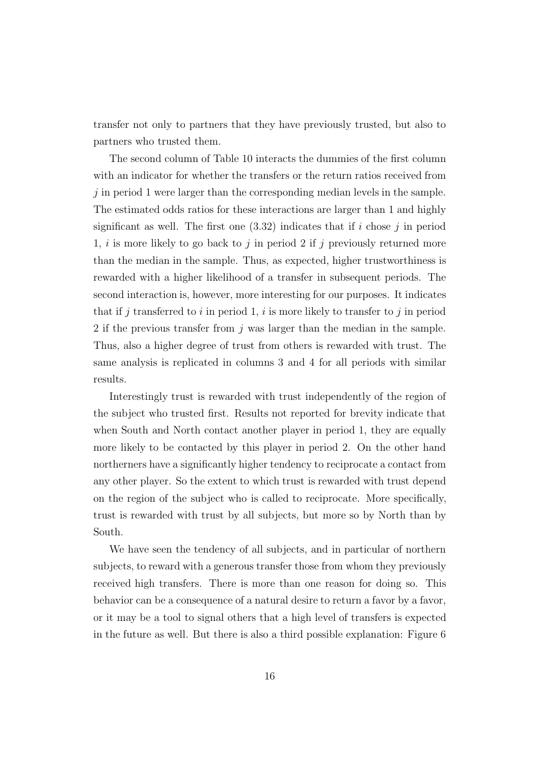transfer not only to partners that they have previously trusted, but also to partners who trusted them.

The second column of Table 10 interacts the dummies of the first column with an indicator for whether the transfers or the return ratios received from $j$ in period 1 were larger than the corresponding median levels in the sample. The estimated odds ratios for these interactions are larger than 1 and highly significant as well. The first one (3.32) indicates that if $i$ chose $j$ in period 1, $i$ is more likely to go back to $j$ in period 2 if $j$ previously returned more than the median in the sample. Thus, as expected, higher trustworthiness is rewarded with a higher likelihood of a transfer in subsequent periods. The second interaction is, however, more interesting for our purposes. It indicates that if $j$ transferred to $i$ in period 1, $i$ is more likely to transfer to $j$ in period 2 if the previous transfer from $j$ was larger than the median in the sample. Thus, also a higher degree of trust from others is rewarded with trust. The same analysis is replicated in columns 3 and 4 for all periods with similar results.

Interestingly trust is rewarded with trust independently of the region of the subject who trusted first. Results not reported for brevity indicate that when South and North contact another player in period 1, they are equally more likely to be contacted by this player in period 2. On the other hand northerners have a significantly higher tendency to reciprocate a contact from any other player. So the extent to which trust is rewarded with trust depend on the region of the subject who is called to reciprocate. More specifically, trust is rewarded with trust by all subjects, but more so by North than by South.

We have seen the tendency of all subjects, and in particular of northern subjects, to reward with a generous transfer those from whom they previously received high transfers. There is more than one reason for doing so. This behavior can be a consequence of a natural desire to return a favor by a favor, or it may be a tool to signal others that a high level of transfers is expected in the future as well. But there is also a third possible explanation: Figure 6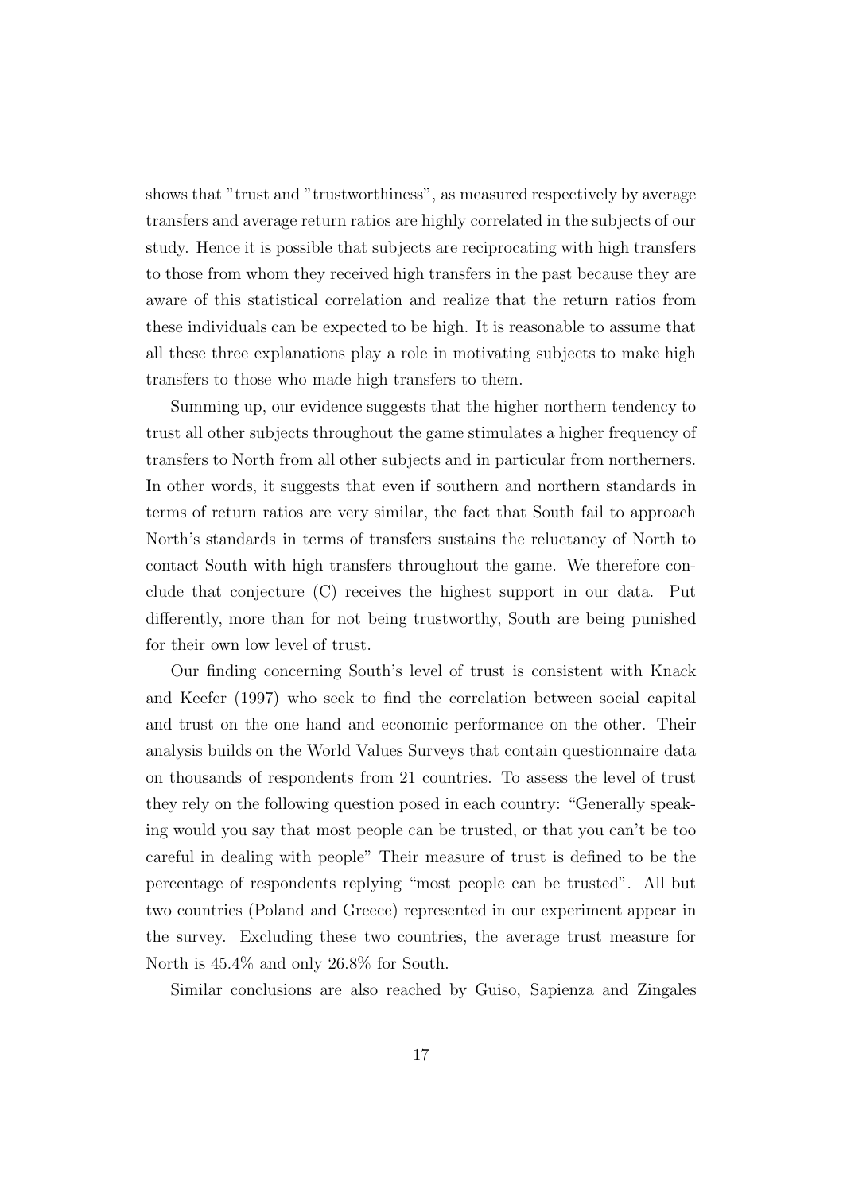shows that "trust and "trustworthiness", as measured respectively by average transfers and average return ratios are highly correlated in the subjects of our study. Hence it is possible that subjects are reciprocating with high transfers to those from whom they received high transfers in the past because they are aware of this statistical correlation and realize that the return ratios from these individuals can be expected to be high. It is reasonable to assume that all these three explanations play a role in motivating subjects to make high transfers to those who made high transfers to them.

Summing up, our evidence suggests that the higher northern tendency to trust all other subjects throughout the game stimulates a higher frequency of transfers to North from all other subjects and in particular from northerners. In other words, it suggests that even if southern and northern standards in terms of return ratios are very similar, the fact that South fail to approach North's standards in terms of transfers sustains the reluctancy of North to contact South with high transfers throughout the game. We therefore conclude that conjecture (C) receives the highest support in our data. Put differently, more than for not being trustworthy, South are being punished for their own low level of trust.

Our finding concerning South's level of trust is consistent with Knack and Keefer (1997) who seek to find the correlation between social capital and trust on the one hand and economic performance on the other. Their analysis builds on the World Values Surveys that contain questionnaire data on thousands of respondents from 21 countries. To assess the level of trust they rely on the following question posed in each country: "Generally speaking would you say that most people can be trusted, or that you can't be too careful in dealing with people" Their measure of trust is defined to be the percentage of respondents replying "most people can be trusted". All but two countries (Poland and Greece) represented in our experiment appear in the survey. Excluding these two countries, the average trust measure for North is 45.4% and only 26.8% for South.

Similar conclusions are also reached by Guiso, Sapienza and Zingales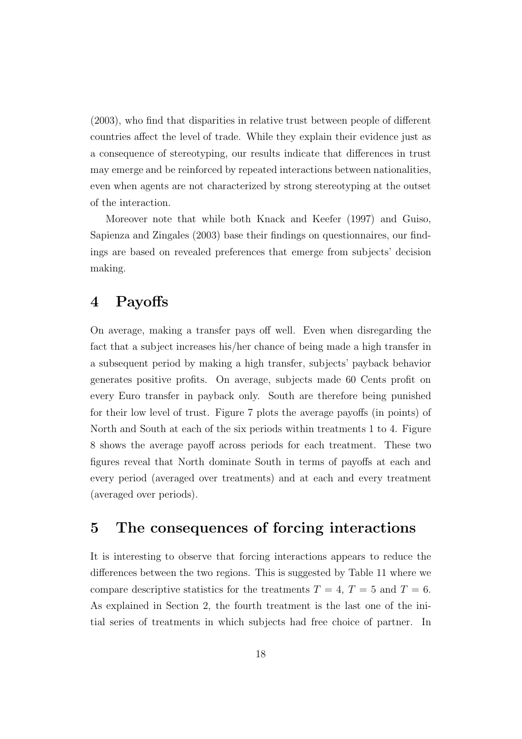(2003), who find that disparities in relative trust between people of different countries affect the level of trade. While they explain their evidence just as a consequence of stereotyping, our results indicate that differences in trust may emerge and be reinforced by repeated interactions between nationalities, even when agents are not characterized by strong stereotyping at the outset of the interaction.

Moreover note that while both Knack and Keefer (1997) and Guiso, Sapienza and Zingales (2003) base their findings on questionnaires, our findings are based on revealed preferences that emerge from subjects' decision making.

## 4 Payoffs

On average, making a transfer pays off well. Even when disregarding the fact that a subject increases his/her chance of being made a high transfer in a subsequent period by making a high transfer, subjects' payback behavior generates positive profits. On average, subjects made 60 Cents profit on every Euro transfer in payback only. South are therefore being punished for their low level of trust. Figure 7 plots the average payoffs (in points) of North and South at each of the six periods within treatments 1 to 4. Figure 8 shows the average payoff across periods for each treatment. These two figures reveal that North dominate South in terms of payoffs at each and every period (averaged over treatments) and at each and every treatment (averaged over periods).

## 5 The consequences of forcing interactions

It is interesting to observe that forcing interactions appears to reduce the differences between the two regions. This is suggested by Table 11 where we compare descriptive statistics for the treatments $T = 4$, $T = 5$ and $T = 6$. As explained in Section 2, the fourth treatment is the last one of the initial series of treatments in which subjects had free choice of partner. In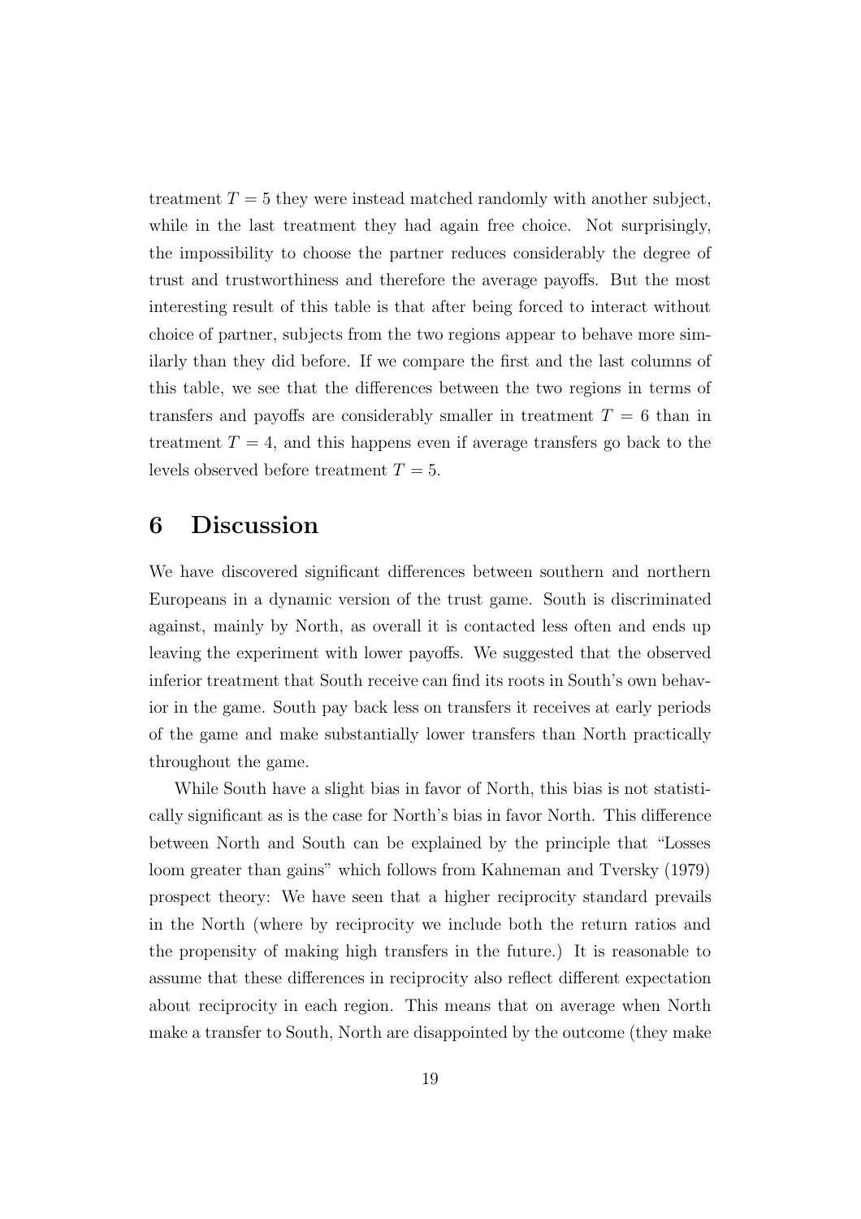treatment $T = 5$ they were instead matched randomly with another subject, while in the last treatment they had again free choice. Not surprisingly, the impossibility to choose the partner reduces considerably the degree of trust and trustworthiness and therefore the average payoffs. But the most interesting result of this table is that after being forced to interact without choice of partner, subjects from the two regions appear to behave more similarly than they did before. If we compare the first and the last columns of this table, we see that the differences between the two regions in terms of transfers and payoffs are considerably smaller in treatment $T = 6$ than in treatment $T = 4$, and this happens even if average transfers go back to the levels observed before treatment $T = 5$.

# 6 Discussion

We have discovered significant differences between southern and northern Europeans in a dynamic version of the trust game. South is discriminated against, mainly by North, as overall it is contacted less often and ends up leaving the experiment with lower payoffs. We suggested that the observed inferior treatment that South receive can find its roots in South's own behavior in the game. South pay back less on transfers it receives at early periods of the game and make substantially lower transfers than North practically throughout the game.

While South have a slight bias in favor of North, this bias is not statistically significant as is the case for North's bias in favor North. This difference between North and South can be explained by the principle that "Losses loom greater than gains" which follows from Kahneman and Tversky (1979) prospect theory: We have seen that a higher reciprocity standard prevails in the North (where by reciprocity we include both the return ratios and the propensity of making high transfers in the future.) It is reasonable to assume that these differences in reciprocity also reflect different expectation about reciprocity in each region. This means that on average when North make a transfer to South, North are disappointed by the outcome (they make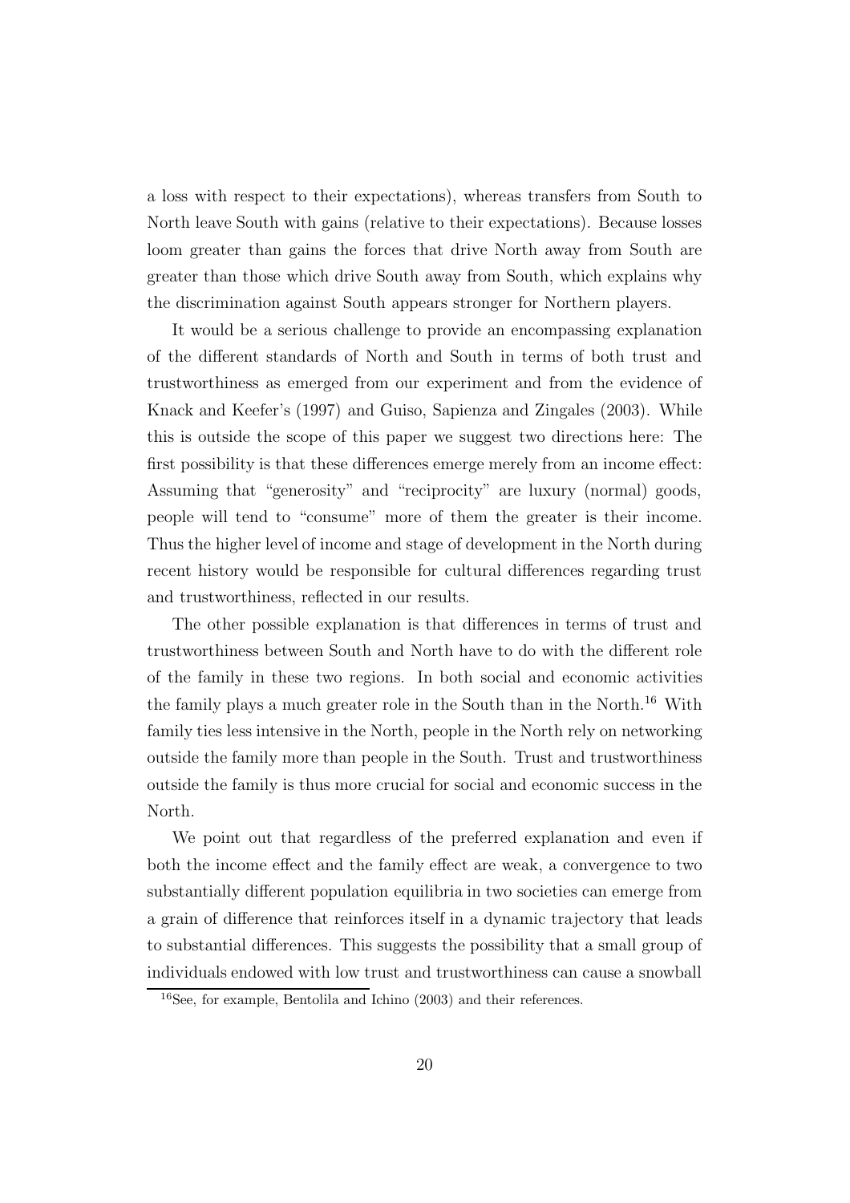a loss with respect to their expectations), whereas transfers from South to North leave South with gains (relative to their expectations). Because losses loom greater than gains the forces that drive North away from South are greater than those which drive South away from South, which explains why the discrimination against South appears stronger for Northern players.

It would be a serious challenge to provide an encompassing explanation of the different standards of North and South in terms of both trust and trustworthiness as emerged from our experiment and from the evidence of Knack and Keefer's (1997) and Guiso, Sapienza and Zingales (2003). While this is outside the scope of this paper we suggest two directions here: The first possibility is that these differences emerge merely from an income effect: Assuming that "generosity" and "reciprocity" are luxury (normal) goods, people will tend to "consume" more of them the greater is their income. Thus the higher level of income and stage of development in the North during recent history would be responsible for cultural differences regarding trust and trustworthiness, reflected in our results.

The other possible explanation is that differences in terms of trust and trustworthiness between South and North have to do with the different role of the family in these two regions. In both social and economic activities the family plays a much greater role in the South than in the North.[16] With family ties less intensive in the North, people in the North rely on networking outside the family more than people in the South. Trust and trustworthiness outside the family is thus more crucial for social and economic success in the North.

We point out that regardless of the preferred explanation and even if both the income effect and the family effect are weak, a convergence to two substantially different population equilibria in two societies can emerge from a grain of difference that reinforces itself in a dynamic trajectory that leads to substantial differences. This suggests the possibility that a small group of individuals endowed with low trust and trustworthiness can cause a snowball

[16] See, for example, Bentolila and Ichino (2003) and their references.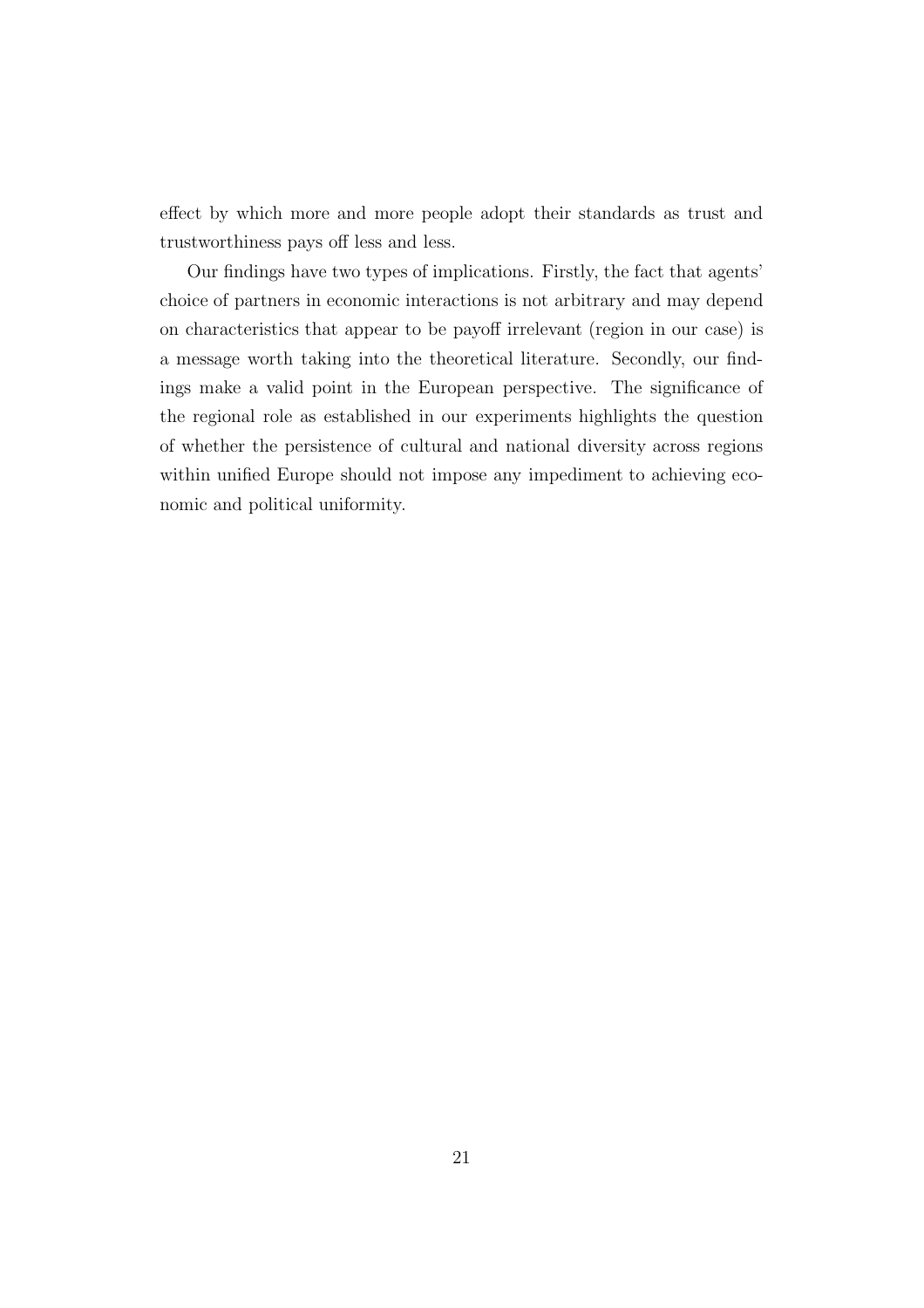effect by which more and more people adopt their standards as trust and trustworthiness pays off less and less.

Our findings have two types of implications. Firstly, the fact that agents' choice of partners in economic interactions is not arbitrary and may depend on characteristics that appear to be payoff irrelevant (region in our case) is a message worth taking into the theoretical literature. Secondly, our findings make a valid point in the European perspective. The significance of the regional role as established in our experiments highlights the question of whether the persistence of cultural and national diversity across regions within unified Europe should not impose any impediment to achieving economic and political uniformity.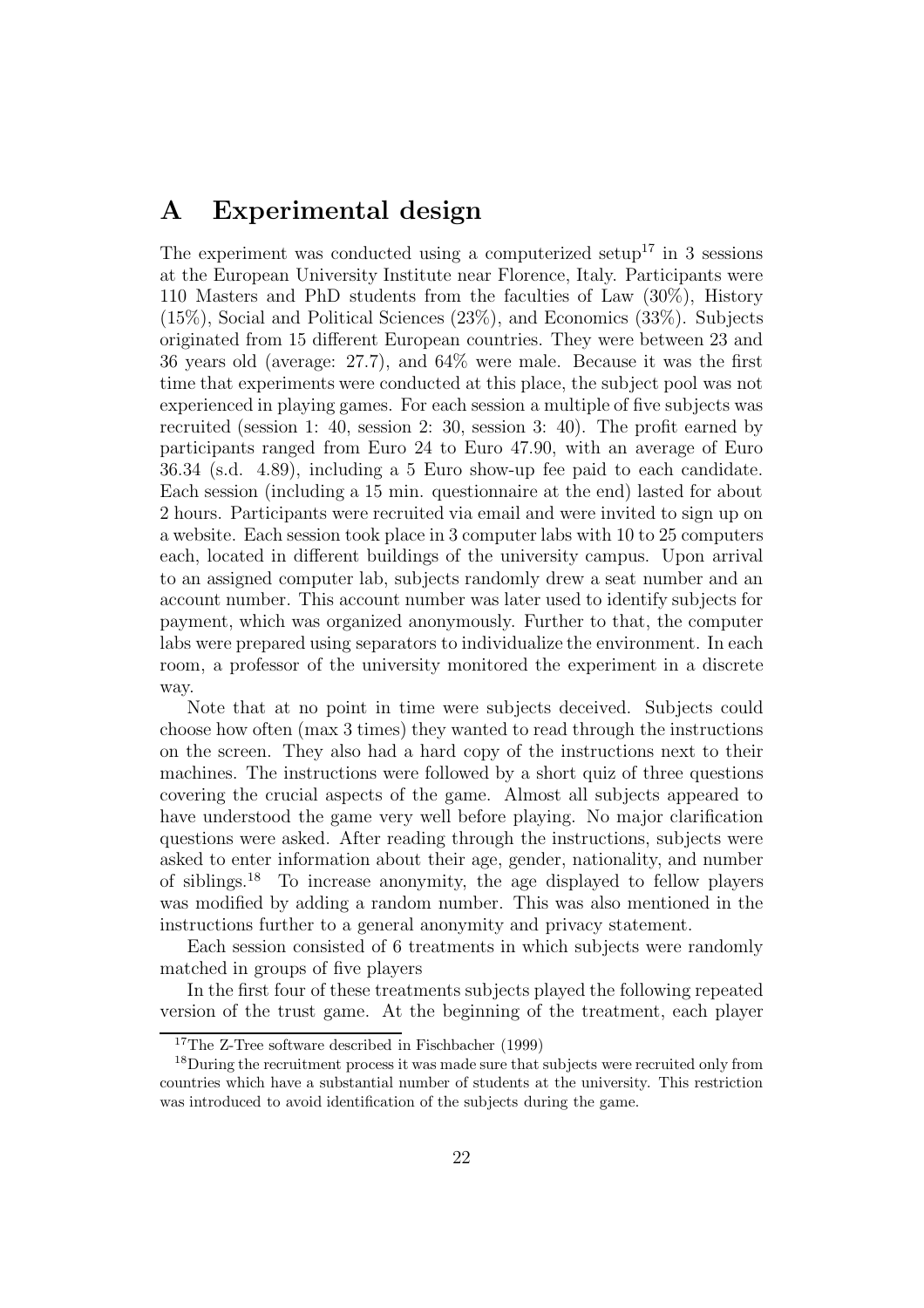# A Experimental design

The experiment was conducted using a computerized setup[17] in 3 sessions at the European University Institute near Florence, Italy. Participants were 110 Masters and PhD students from the faculties of Law (30%), History (15%), Social and Political Sciences (23%), and Economics (33%). Subjects originated from 15 different European countries. They were between 23 and 36 years old (average: 27.7), and 64% were male. Because it was the first time that experiments were conducted at this place, the subject pool was not experienced in playing games. For each session a multiple of five subjects was recruited (session 1: 40, session 2: 30, session 3: 40). The profit earned by participants ranged from Euro 24 to Euro 47.90, with an average of Euro 36.34 (s.d. 4.89), including a 5 Euro show-up fee paid to each candidate. Each session (including a 15 min. questionnaire at the end) lasted for about 2 hours. Participants were recruited via email and were invited to sign up on a website. Each session took place in 3 computer labs with 10 to 25 computers each, located in different buildings of the university campus. Upon arrival to an assigned computer lab, subjects randomly drew a seat number and an account number. This account number was later used to identify subjects for payment, which was organized anonymously. Further to that, the computer labs were prepared using separators to individualize the environment. In each room, a professor of the university monitored the experiment in a discrete way.

Note that at no point in time were subjects deceived. Subjects could choose how often (max 3 times) they wanted to read through the instructions on the screen. They also had a hard copy of the instructions next to their machines. The instructions were followed by a short quiz of three questions covering the crucial aspects of the game. Almost all subjects appeared to have understood the game very well before playing. No major clarification questions were asked. After reading through the instructions, subjects were asked to enter information about their age, gender, nationality, and number of siblings.[18] To increase anonymity, the age displayed to fellow players was modified by adding a random number. This was also mentioned in the instructions further to a general anonymity and privacy statement.

Each session consisted of 6 treatments in which subjects were randomly matched in groups of five players

In the first four of these treatments subjects played the following repeated version of the trust game. At the beginning of the treatment, each player

[17] The Z-Tree software described in Fischbacher (1999)

[18] During the recruitment process it was made sure that subjects were recruited only from countries which have a substantial number of students at the university. This restriction was introduced to avoid identification of the subjects during the game.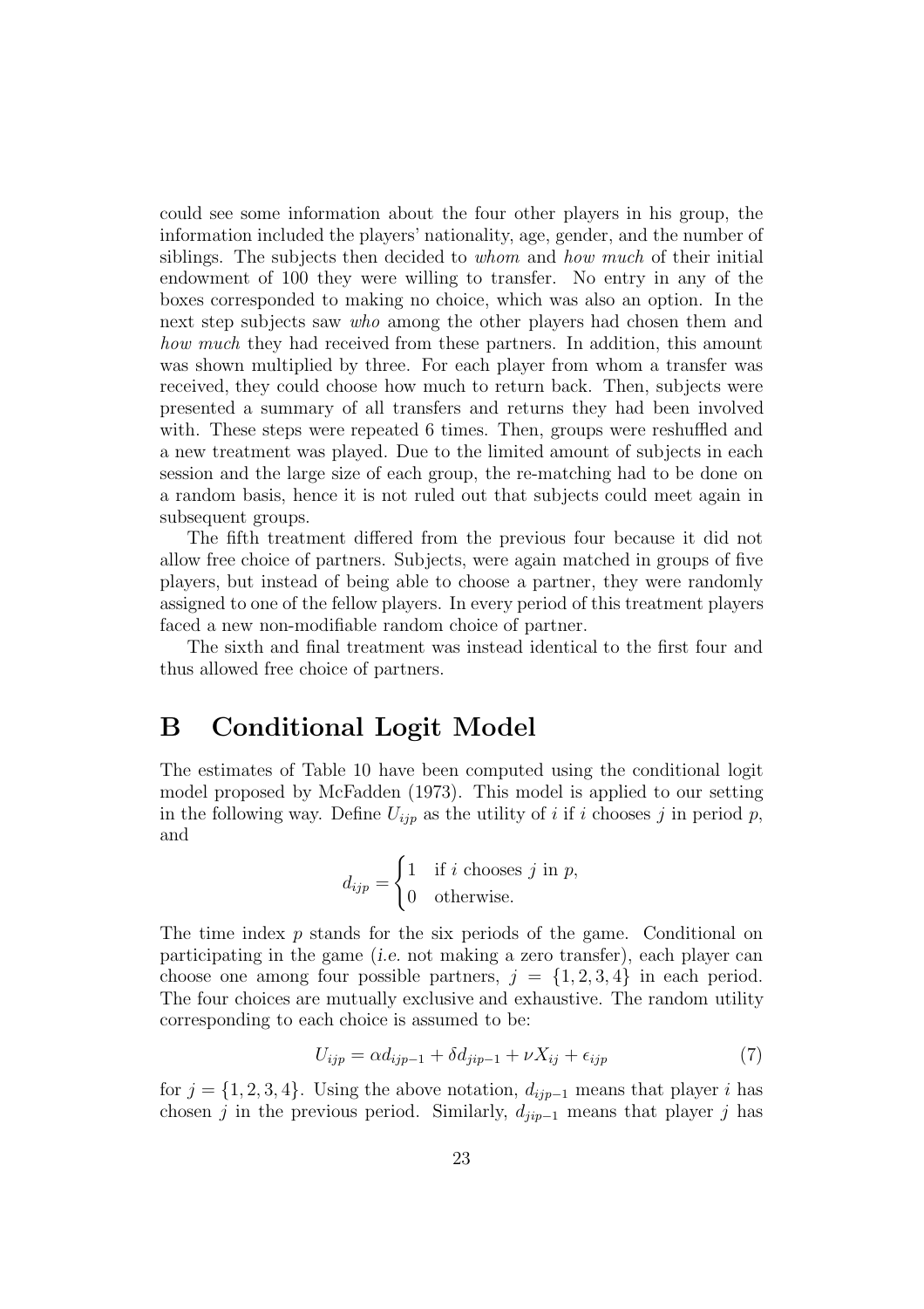could see some information about the four other players in his group, the information included the players' nationality, age, gender, and the number of siblings. The subjects then decided to *whom* and *how much* of their initial endowment of 100 they were willing to transfer. No entry in any of the boxes corresponded to making no choice, which was also an option. In the next step subjects saw *who* among the other players had chosen them and *how much* they had received from these partners. In addition, this amount was shown multiplied by three. For each player from whom a transfer was received, they could choose how much to return back. Then, subjects were presented a summary of all transfers and returns they had been involved with. These steps were repeated 6 times. Then, groups were reshuffled and a new treatment was played. Due to the limited amount of subjects in each session and the large size of each group, the re-matching had to be done on a random basis, hence it is not ruled out that subjects could meet again in subsequent groups.

The fifth treatment differed from the previous four because it did not allow free choice of partners. Subjects, were again matched in groups of five players, but instead of being able to choose a partner, they were randomly assigned to one of the fellow players. In every period of this treatment players faced a new non-modifiable random choice of partner.

The sixth and final treatment was instead identical to the first four and thus allowed free choice of partners.

# B Conditional Logit Model

The estimates of Table 10 have been computed using the conditional logit model proposed by McFadden (1973). This model is applied to our setting in the following way. Define $U_{ijp}$ as the utility of $i$ if $i$ chooses $j$ in period $p$, and

$$d_{ijp} = \begin{cases} 1 & \text{if } i \text{ chooses } j \text{ in } p, \\ 0 & \text{otherwise.} \end{cases}$$

The time index $p$ stands for the six periods of the game. Conditional on participating in the game (*i.e.* not making a zero transfer), each player can choose one among four possible partners, $j = \{1, 2, 3, 4\}$ in each period. The four choices are mutually exclusive and exhaustive. The random utility corresponding to each choice is assumed to be:

$$U_{ijp} = \alpha d_{ijp-1} + \delta d_{jip-1} + \nu X_{ij} + \epsilon_{ijp} \tag{7}$$

for $j = \{1, 2, 3, 4\}$. Using the above notation, $d_{ijp-1}$ means that player $i$ has chosen $j$ in the previous period. Similarly, $d_{jip-1}$ means that player $j$ has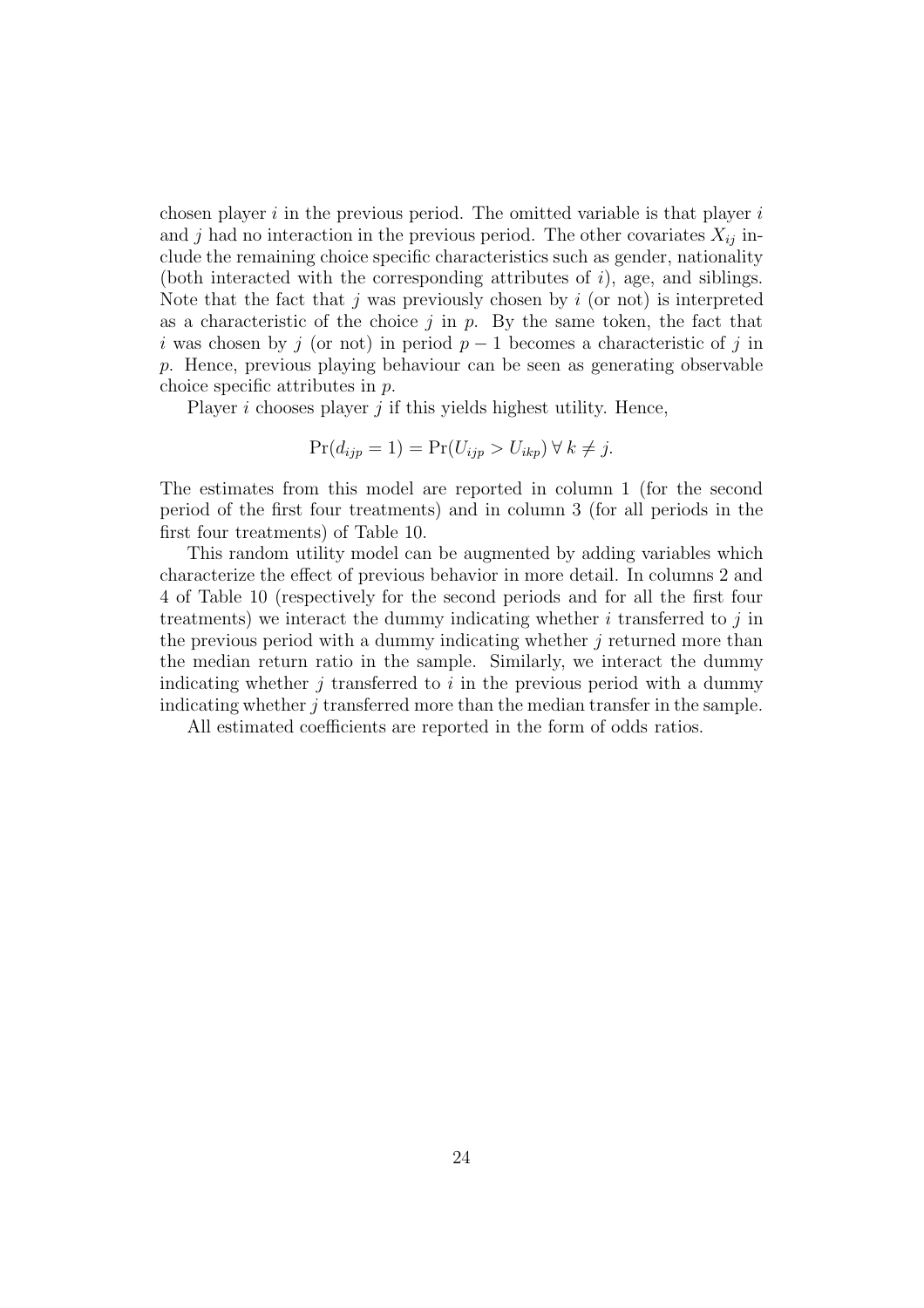chosen player $i$ in the previous period. The omitted variable is that player $i$ and $j$ had no interaction in the previous period. The other covariates $X_{ij}$ include the remaining choice specific characteristics such as gender, nationality (both interacted with the corresponding attributes of $i$), age, and siblings. Note that the fact that $j$ was previously chosen by $i$ (or not) is interpreted as a characteristic of the choice $j$ in $p$. By the same token, the fact that $i$ was chosen by $j$ (or not) in period $p-1$ becomes a characteristic of $j$ in $p$. Hence, previous playing behaviour can be seen as generating observable choice specific attributes in $p$.

Player $i$ chooses player $j$ if this yields highest utility. Hence,

$$\Pr(d_{ijp} = 1) = \Pr(U_{ijp} > U_{ikp}) \, \forall \, k \neq j.$$

The estimates from this model are reported in column 1 (for the second period of the first four treatments) and in column 3 (for all periods in the first four treatments) of Table 10.

This random utility model can be augmented by adding variables which characterize the effect of previous behavior in more detail. In columns 2 and 4 of Table 10 (respectively for the second periods and for all the first four treatments) we interact the dummy indicating whether $i$ transferred to $j$ in the previous period with a dummy indicating whether $j$ returned more than the median return ratio in the sample. Similarly, we interact the dummy indicating whether $j$ transferred to $i$ in the previous period with a dummy indicating whether $j$ transferred more than the median transfer in the sample.

All estimated coefficients are reported in the form of odds ratios.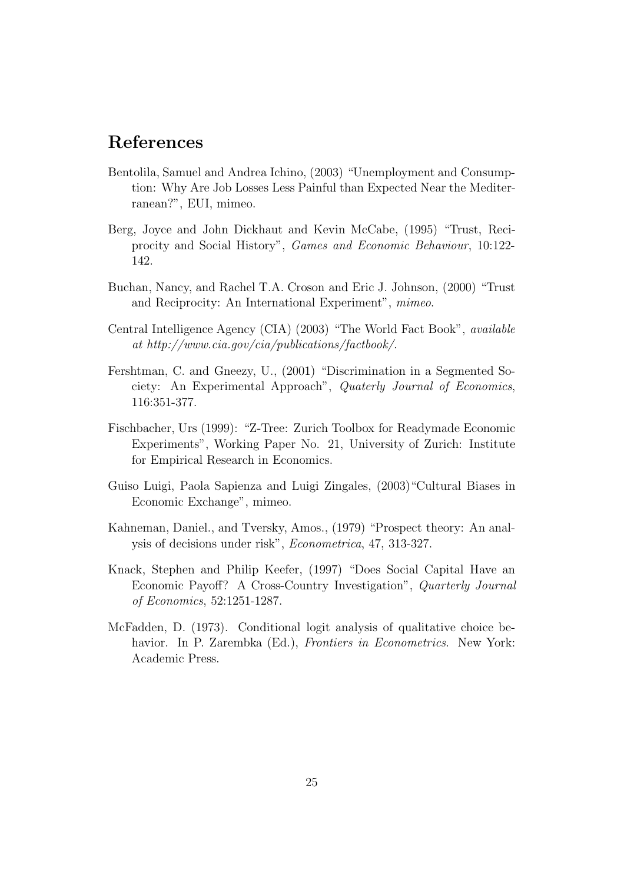# References

Bentolila, Samuel and Andrea Ichino, (2003) "Unemployment and Consumption: Why Are Job Losses Less Painful than Expected Near the Mediterranean?", EUI, mimeo.

Berg, Joyce and John Dickhaut and Kevin McCabe, (1995) "Trust, Reciprocity and Social History", *Games and Economic Behaviour*, 10:122-142.

Buchan, Nancy, and Rachel T.A. Croson and Eric J. Johnson, (2000) "Trust and Reciprocity: An International Experiment", *mimeo*.

Central Intelligence Agency (CIA) (2003) "The World Fact Book", *available at http://www.cia.gov/cia/publications/factbook/*.

Fershtman, C. and Gneezy, U., (2001) "Discrimination in a Segmented Society: An Experimental Approach", *Quaterly Journal of Economics*, 116:351-377.

Fischbacher, Urs (1999): "Z-Tree: Zurich Toolbox for Readymade Economic Experiments", Working Paper No. 21, University of Zurich: Institute for Empirical Research in Economics.

Guiso Luigi, Paola Sapienza and Luigi Zingales, (2003)"Cultural Biases in Economic Exchange", mimeo.

Kahneman, Daniel., and Tversky, Amos., (1979) "Prospect theory: An analysis of decisions under risk", *Econometrica*, 47, 313-327.

Knack, Stephen and Philip Keefer, (1997) "Does Social Capital Have an Economic Payoff? A Cross-Country Investigation", *Quarterly Journal of Economics*, 52:1251-1287.

McFadden, D. (1973). Conditional logit analysis of qualitative choice behavior. In P. Zarembka (Ed.), *Frontiers in Econometrics*. New York: Academic Press.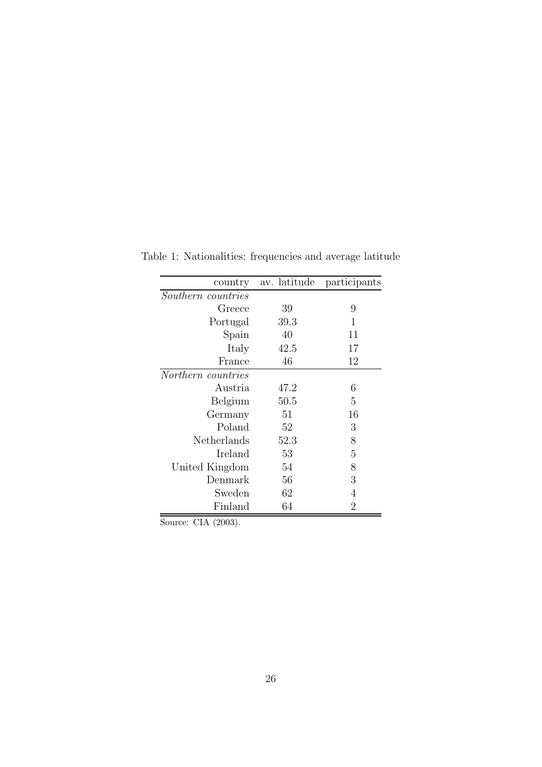Table 1: Nationalities: frequencies and average latitude

| country | av. latitude | participants |
|---|---|---|
| *Southern countries* | | |
| Greece | 39 | 9 |
| Portugal | 39.3 | 1 |
| Spain | 40 | 11 |
| Italy | 42.5 | 17 |
| France | 46 | 12 |
| *Northern countries* | | |
| Austria | 47.2 | 6 |
| Belgium | 50.5 | 5 |
| Germany | 51 | 16 |
| Poland | 52 | 3 |
| Netherlands | 52.3 | 8 |
| Ireland | 53 | 5 |
| United Kingdom | 54 | 8 |
| Denmark | 56 | 3 |
| Sweden | 62 | 4 |
| Finland | 64 | 2 |

Source: CIA (2003).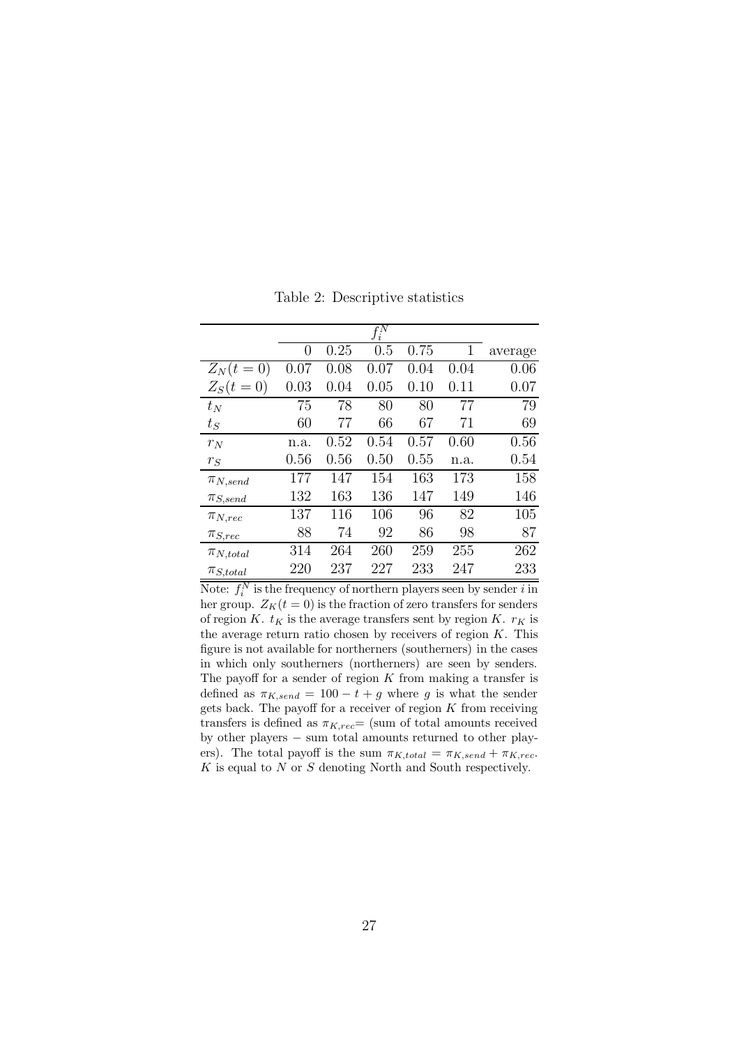Table 2: Descriptive statistics

| | $f_i^N$ | | | | | |
|---|---|---|---|---|---|---|
| | 0 | 0.25 | 0.5 | 0.75 | 1 | average |
| $Z_N(t=0)$ | 0.07 | 0.08 | 0.07 | 0.04 | 0.04 | 0.06 |
| $Z_S(t=0)$ | 0.03 | 0.04 | 0.05 | 0.10 | 0.11 | 0.07 |
| $t_N$ | 75 | 78 | 80 | 80 | 77 | 79 |
| $t_S$ | 60 | 77 | 66 | 67 | 71 | 69 |
| $r_N$ | n.a. | 0.52 | 0.54 | 0.57 | 0.60 | 0.56 |
| $r_S$ | 0.56 | 0.56 | 0.50 | 0.55 | n.a. | 0.54 |
| $\pi_{N,send}$ | 177 | 147 | 154 | 163 | 173 | 158 |
| $\pi_{S,send}$ | 132 | 163 | 136 | 147 | 149 | 146 |
| $\pi_{N,rec}$ | 137 | 116 | 106 | 96 | 82 | 105 |
| $\pi_{S,rec}$ | 88 | 74 | 92 | 86 | 98 | 87 |
| $\pi_{N,total}$ | 314 | 264 | 260 | 259 | 255 | 262 |
| $\pi_{S,total}$ | 220 | 237 | 227 | 233 | 247 | 233 |

Note: $f_i^N$ is the frequency of northern players seen by sender $i$ in her group. $Z_K(t=0)$ is the fraction of zero transfers for senders of region $K$. $t_K$ is the average transfers sent by region $K$. $r_K$ is the average return ratio chosen by receivers of region $K$. This figure is not available for northerners (southerners) in the cases in which only southerners (northerners) are seen by senders. The payoff for a sender of region $K$ from making a transfer is defined as $\pi_{K,send} = 100 - t + g$ where $g$ is what the sender gets back. The payoff for a receiver of region $K$ from receiving transfers is defined as $\pi_{K,rec}$= (sum of total amounts received by other players − sum total amounts returned to other players). The total payoff is the sum $\pi_{K,total} = \pi_{K,send} + \pi_{K,rec}$. $K$ is equal to $N$ or $S$ denoting North and South respectively.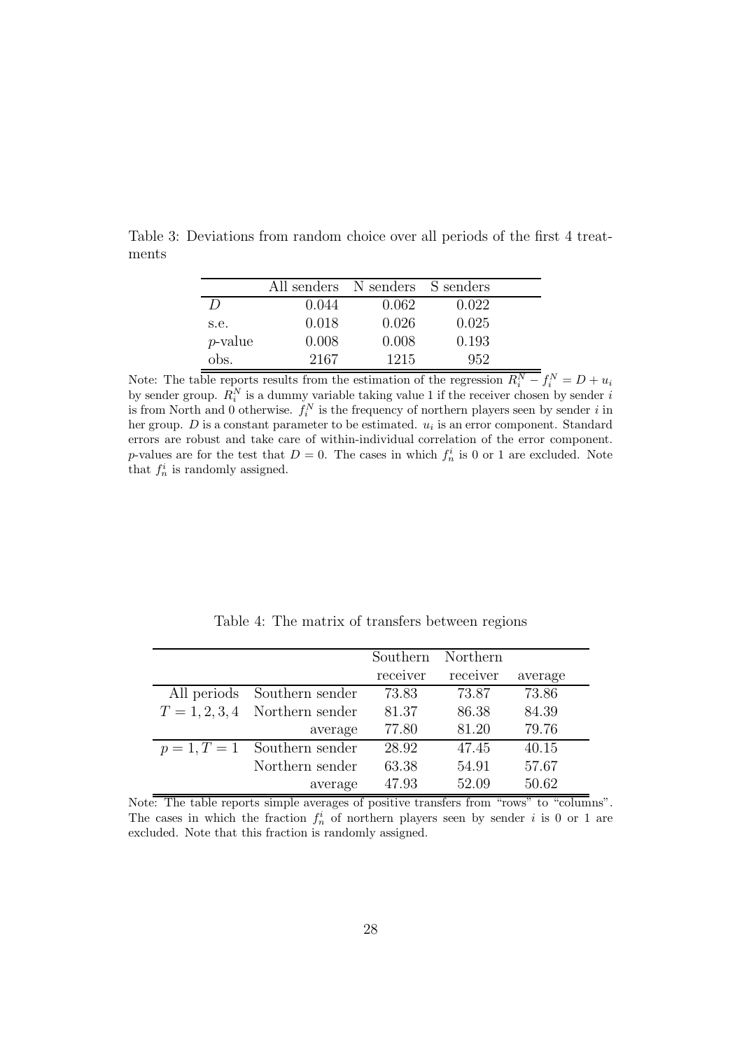Table 3: Deviations from random choice over all periods of the first 4 treatments

|  | All senders | N senders | S senders |
|---|---|---|---|
| $D$ | 0.044 | 0.062 | 0.022 |
| s.e. | 0.018 | 0.026 | 0.025 |
| $p$-value | 0.008 | 0.008 | 0.193 |
| obs. | 2167 | 1215 | 952 |

Note: The table reports results from the estimation of the regression $R_i^N - f_i^N = D + u_i$ by sender group. $R_i^N$ is a dummy variable taking value 1 if the receiver chosen by sender $i$ is from North and 0 otherwise. $f_i^N$ is the frequency of northern players seen by sender $i$ in her group. $D$ is a constant parameter to be estimated. $u_i$ is an error component. Standard errors are robust and take care of within-individual correlation of the error component. $p$-values are for the test that $D = 0$. The cases in which $f_n^i$ is 0 or 1 are excluded. Note that $f_n^i$ is randomly assigned.

Table 4: The matrix of transfers between regions

|  |  | Southern receiver | Northern receiver | average |
|---|---|---|---|---|
| All periods | Southern sender | 73.83 | 73.87 | 73.86 |
| $T = 1, 2, 3, 4$ | Northern sender | 81.37 | 86.38 | 84.39 |
|  | average | 77.80 | 81.20 | 79.76 |
| $p = 1, T = 1$ | Southern sender | 28.92 | 47.45 | 40.15 |
|  | Northern sender | 63.38 | 54.91 | 57.67 |
|  | average | 47.93 | 52.09 | 50.62 |

Note: The table reports simple averages of positive transfers from "rows" to "columns". The cases in which the fraction $f_n^i$ of northern players seen by sender $i$ is 0 or 1 are excluded. Note that this fraction is randomly assigned.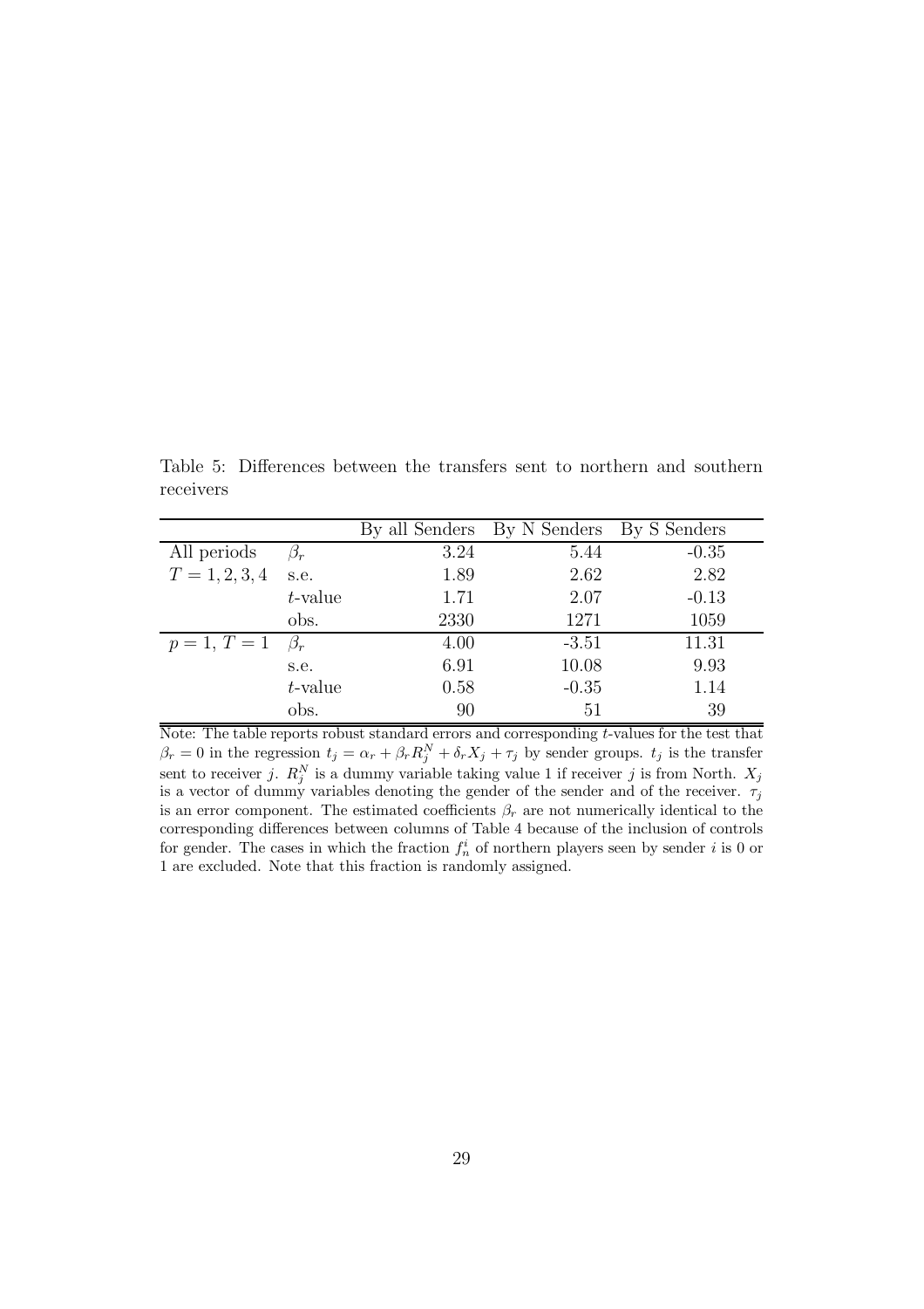Table 5: Differences between the transfers sent to northern and southern receivers

| | | By all Senders | By N Senders | By S Senders |
|---|---|---|---|---|
| All periods | $\beta_r$ | 3.24 | 5.44 | -0.35 |
| $T = 1, 2, 3, 4$ | s.e. | 1.89 | 2.62 | 2.82 |
| | $t$-value | 1.71 | 2.07 | -0.13 |
| | obs. | 2330 | 1271 | 1059 |
| $p = 1$, $T = 1$ | $\beta_r$ | 4.00 | -3.51 | 11.31 |
| | s.e. | 6.91 | 10.08 | 9.93 |
| | $t$-value | 0.58 | -0.35 | 1.14 |
| | obs. | 90 | 51 | 39 |

Note: The table reports robust standard errors and corresponding $t$-values for the test that $\beta_r = 0$ in the regression $t_j = \alpha_r + \beta_r R_j^N + \delta_r X_j + \tau_j$ by sender groups. $t_j$ is the transfer sent to receiver $j$. $R_j^N$ is a dummy variable taking value 1 if receiver $j$ is from North. $X_j$ is a vector of dummy variables denoting the gender of the sender and of the receiver. $\tau_j$ is an error component. The estimated coefficients $\beta_r$ are not numerically identical to the corresponding differences between columns of Table 4 because of the inclusion of controls for gender. The cases in which the fraction $f_n^i$ of northern players seen by sender $i$ is 0 or 1 are excluded. Note that this fraction is randomly assigned.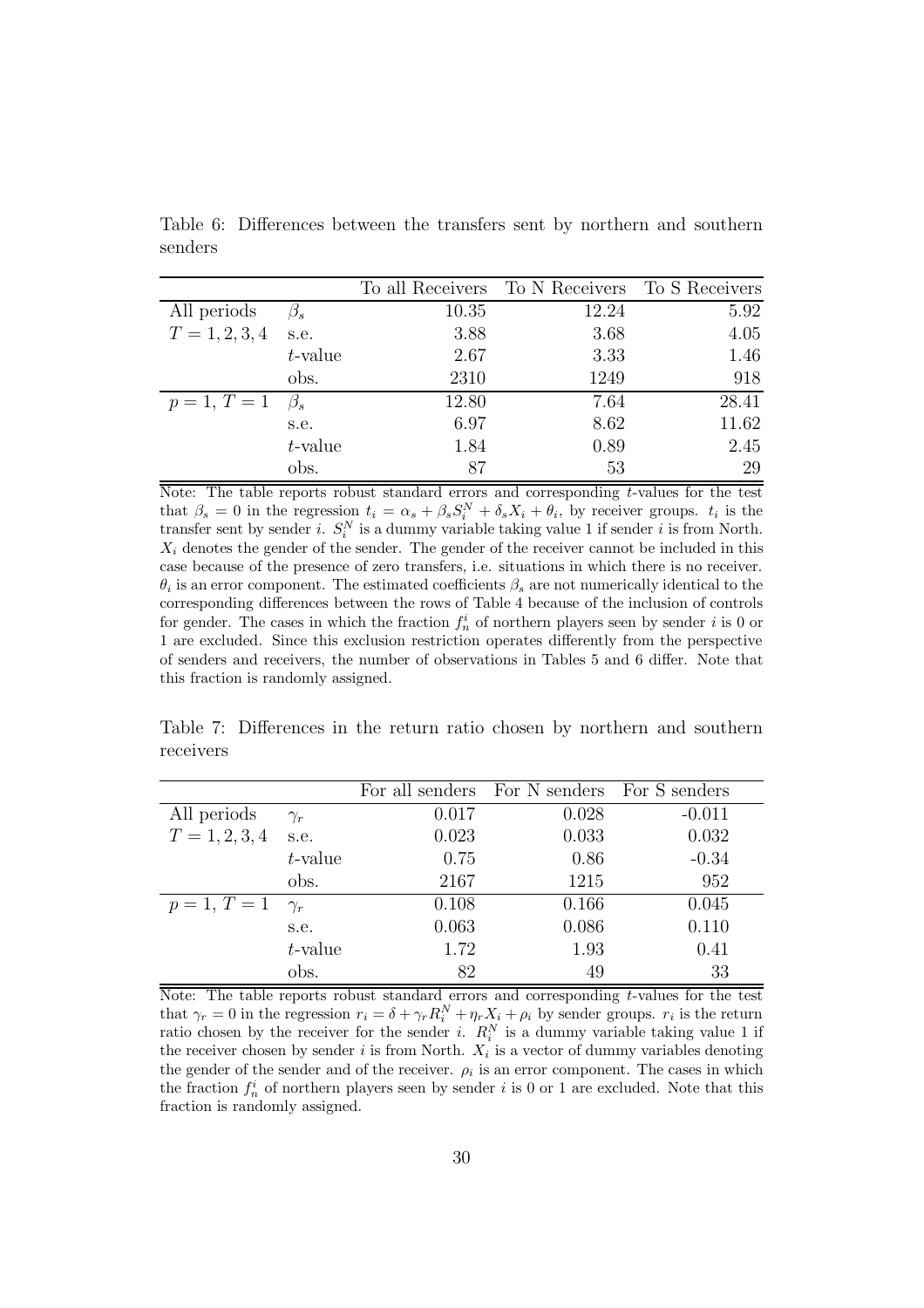Table 6: Differences between the transfers sent by northern and southern senders

| | | To all Receivers | To N Receivers | To S Receivers |
|---|---|---|---|---|
| All periods | $\beta_s$ | 10.35 | 12.24 | 5.92 |
| $T = 1, 2, 3, 4$ | s.e. | 3.88 | 3.68 | 4.05 |
| | $t$-value | 2.67 | 3.33 | 1.46 |
| | obs. | 2310 | 1249 | 918 |
| $p = 1$, $T = 1$ | $\beta_s$ | 12.80 | 7.64 | 28.41 |
| | s.e. | 6.97 | 8.62 | 11.62 |
| | $t$-value | 1.84 | 0.89 | 2.45 |
| | obs. | 87 | 53 | 29 |

Note: The table reports robust standard errors and corresponding $t$-values for the test that $\beta_s = 0$ in the regression $t_i = \alpha_s + \beta_s S_i^N + \delta_s X_i + \theta_i$, by receiver groups. $t_i$ is the transfer sent by sender $i$. $S_i^N$ is a dummy variable taking value 1 if sender $i$ is from North. $X_i$ denotes the gender of the sender. The gender of the receiver cannot be included in this case because of the presence of zero transfers, i.e. situations in which there is no receiver. $\theta_i$ is an error component. The estimated coefficients $\beta_s$ are not numerically identical to the corresponding differences between the rows of Table 4 because of the inclusion of controls for gender. The cases in which the fraction $f_n^i$ of northern players seen by sender $i$ is 0 or 1 are excluded. Since this exclusion restriction operates differently from the perspective of senders and receivers, the number of observations in Tables 5 and 6 differ. Note that this fraction is randomly assigned.

Table 7: Differences in the return ratio chosen by northern and southern receivers

| | | For all senders | For N senders | For S senders |
|---|---|---|---|---|
| All periods | $\gamma_r$ | 0.017 | 0.028 | -0.011 |
| $T = 1, 2, 3, 4$ | s.e. | 0.023 | 0.033 | 0.032 |
| | $t$-value | 0.75 | 0.86 | -0.34 |
| | obs. | 2167 | 1215 | 952 |
| $p = 1$, $T = 1$ | $\gamma_r$ | 0.108 | 0.166 | 0.045 |
| | s.e. | 0.063 | 0.086 | 0.110 |
| | $t$-value | 1.72 | 1.93 | 0.41 |
| | obs. | 82 | 49 | 33 |

Note: The table reports robust standard errors and corresponding $t$-values for the test that $\gamma_r = 0$ in the regression $r_i = \delta + \gamma_r R_i^N + \eta_r X_i + \rho_i$ by sender groups. $r_i$ is the return ratio chosen by the receiver for the sender $i$. $R_i^N$ is a dummy variable taking value 1 if the receiver chosen by sender $i$ is from North. $X_i$ is a vector of dummy variables denoting the gender of the sender and of the receiver. $\rho_i$ is an error component. The cases in which the fraction $f_n^i$ of northern players seen by sender $i$ is 0 or 1 are excluded. Note that this fraction is randomly assigned.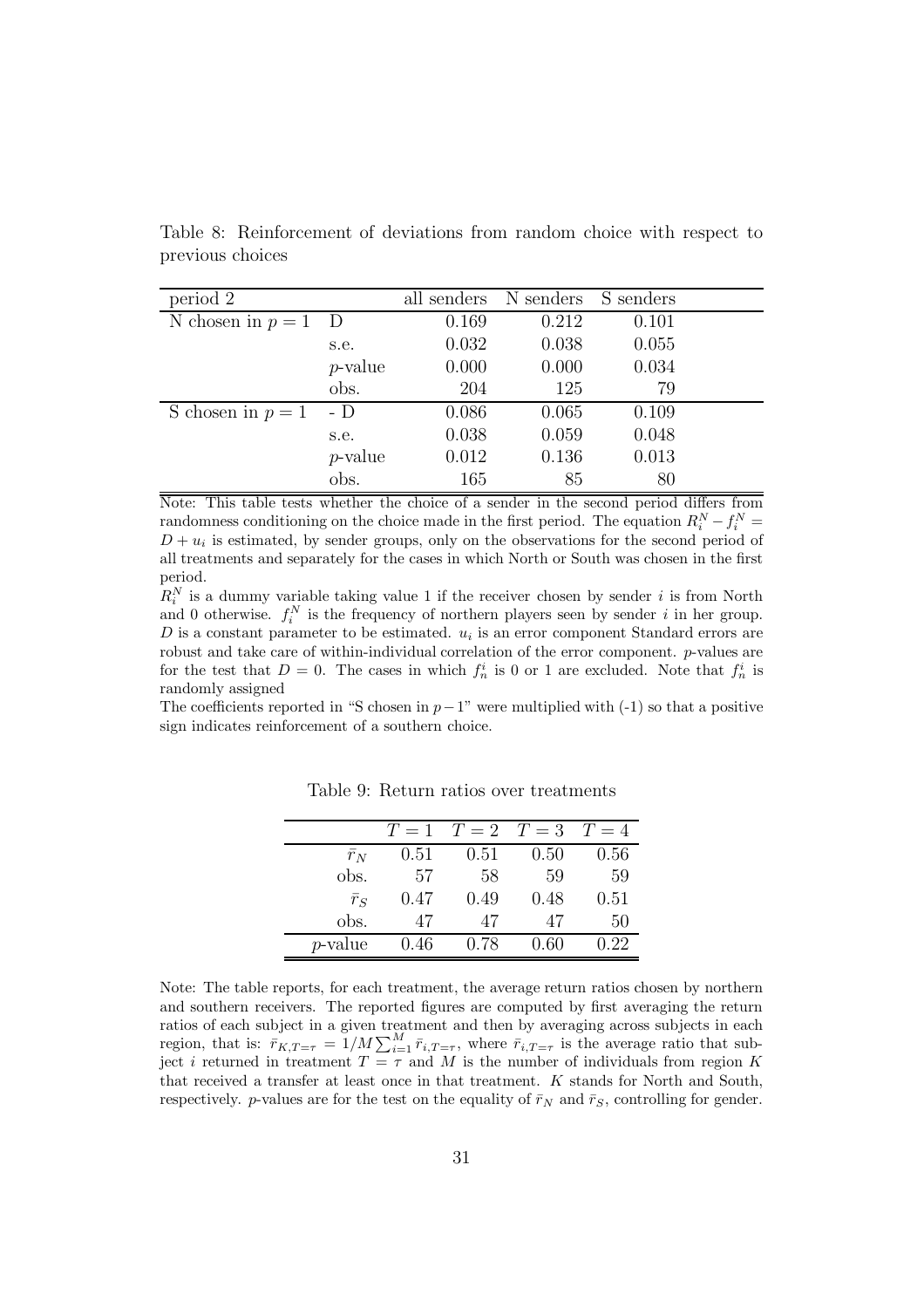Table 8: Reinforcement of deviations from random choice with respect to previous choices

| period 2 | | all senders | N senders | S senders |
|---|---|---|---|---|
| N chosen in $p = 1$ | D | 0.169 | 0.212 | 0.101 |
| | s.e. | 0.032 | 0.038 | 0.055 |
| | $p$-value | 0.000 | 0.000 | 0.034 |
| | obs. | 204 | 125 | 79 |
| S chosen in $p = 1$ | - D | 0.086 | 0.065 | 0.109 |
| | s.e. | 0.038 | 0.059 | 0.048 |
| | $p$-value | 0.012 | 0.136 | 0.013 |
| | obs. | 165 | 85 | 80 |

Note: This table tests whether the choice of a sender in the second period differs from randomness conditioning on the choice made in the first period. The equation $R_i^N - f_i^N = D + u_i$ is estimated, by sender groups, only on the observations for the second period of all treatments and separately for the cases in which North or South was chosen in the first period.

$R_i^N$ is a dummy variable taking value 1 if the receiver chosen by sender $i$ is from North and 0 otherwise. $f_i^N$ is the frequency of northern players seen by sender $i$ in her group. $D$ is a constant parameter to be estimated. $u_i$ is an error component Standard errors are robust and take care of within-individual correlation of the error component. $p$-values are for the test that $D = 0$. The cases in which $f_n^i$ is 0 or 1 are excluded. Note that $f_n^i$ is randomly assigned

The coefficients reported in "S chosen in $p-1$" were multiplied with (-1) so that a positive sign indicates reinforcement of a southern choice.

Table 9: Return ratios over treatments

| | $T = 1$ | $T = 2$ | $T = 3$ | $T = 4$ |
|---|---|---|---|---|
| $\bar{r}_N$ | 0.51 | 0.51 | 0.50 | 0.56 |
| obs. | 57 | 58 | 59 | 59 |
| $\bar{r}_S$ | 0.47 | 0.49 | 0.48 | 0.51 |
| obs. | 47 | 47 | 47 | 50 |
| $p$-value | 0.46 | 0.78 | 0.60 | 0.22 |

Note: The table reports, for each treatment, the average return ratios chosen by northern and southern receivers. The reported figures are computed by first averaging the return ratios of each subject in a given treatment and then by averaging across subjects in each region, that is: $\bar{r}_{K,T=\tau} = 1/M \sum_{i=1}^{M} \bar{r}_{i,T=\tau}$, where $\bar{r}_{i,T=\tau}$ is the average ratio that subject $i$ returned in treatment $T = \tau$ and $M$ is the number of individuals from region $K$ that received a transfer at least once in that treatment. $K$ stands for North and South, respectively. $p$-values are for the test on the equality of $\bar{r}_N$ and $\bar{r}_S$, controlling for gender.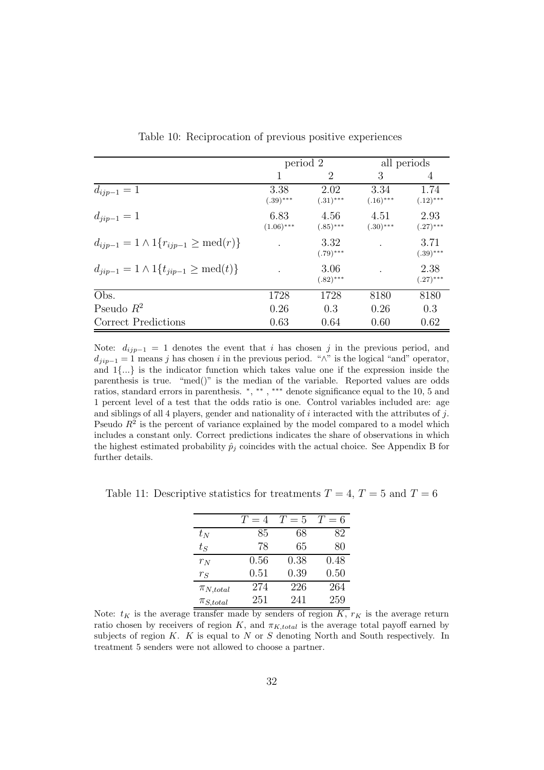Table 10: Reciprocation of previous positive experiences

| | period 2 | | all periods | |
|---|---|---|---|---|
| | 1 | 2 | 3 | 4 |
| $d_{ijp-1} = 1$ | 3.38 $(.39)^{***}$ | 2.02 $(.31)^{***}$ | 3.34 $(.16)^{***}$ | 1.74 $(.12)^{***}$ |
| $d_{jip-1} = 1$ | 6.83 $(1.06)^{***}$ | 4.56 $(.85)^{***}$ | 4.51 $(.30)^{***}$ | 2.93 $(.27)^{***}$ |
| $d_{ijp-1} = 1 \wedge 1\{r_{ijp-1} \geq \text{med}(r)\}$ | . | 3.32 $(.79)^{***}$ | . | 3.71 $(.39)^{***}$ |
| $d_{jip-1} = 1 \wedge 1\{t_{jip-1} \geq \text{med}(t)\}$ | . | 3.06 $(.82)^{***}$ | . | 2.38 $(.27)^{***}$ |
| Obs. | 1728 | 1728 | 8180 | 8180 |
| Pseudo $R^2$ | 0.26 | 0.3 | 0.26 | 0.3 |
| Correct Predictions | 0.63 | 0.64 | 0.60 | 0.62 |

Note: $d_{ijp-1} = 1$ denotes the event that $i$ has chosen $j$ in the previous period, and $d_{jip-1} = 1$ means $j$ has chosen $i$ in the previous period. "$\wedge$" is the logical "and" operator, and $1\{...\}$ is the indicator function which takes value one if the expression inside the parenthesis is true. "med()" is the median of the variable. Reported values are odds ratios, standard errors in parenthesis. $^{*}$, $^{**}$, $^{***}$ denote significance equal to the 10, 5 and 1 percent level of a test that the odds ratio is one. Control variables included are: age and siblings of all 4 players, gender and nationality of $i$ interacted with the attributes of $j$. Pseudo $R^2$ is the percent of variance explained by the model compared to a model which includes a constant only. Correct predictions indicates the share of observations in which the highest estimated probability $\hat{p}_j$ coincides with the actual choice. See Appendix B for further details.

Table 11: Descriptive statistics for treatments $T = 4$, $T = 5$ and $T = 6$

| | $T = 4$ | $T = 5$ | $T = 6$ |
|---|---|---|---|
| $t_N$ | 85 | 68 | 82 |
| $t_S$ | 78 | 65 | 80 |
| $r_N$ | 0.56 | 0.38 | 0.48 |
| $r_S$ | 0.51 | 0.39 | 0.50 |
| $\pi_{N,total}$ | 274 | 226 | 264 |
| $\pi_{S,total}$ | 251 | 241 | 259 |

Note: $t_K$ is the average transfer made by senders of region $K$, $r_K$ is the average return ratio chosen by receivers of region $K$, and $\pi_{K,total}$ is the average total payoff earned by subjects of region $K$. $K$ is equal to $N$ or $S$ denoting North and South respectively. In treatment 5 senders were not allowed to choose a partner.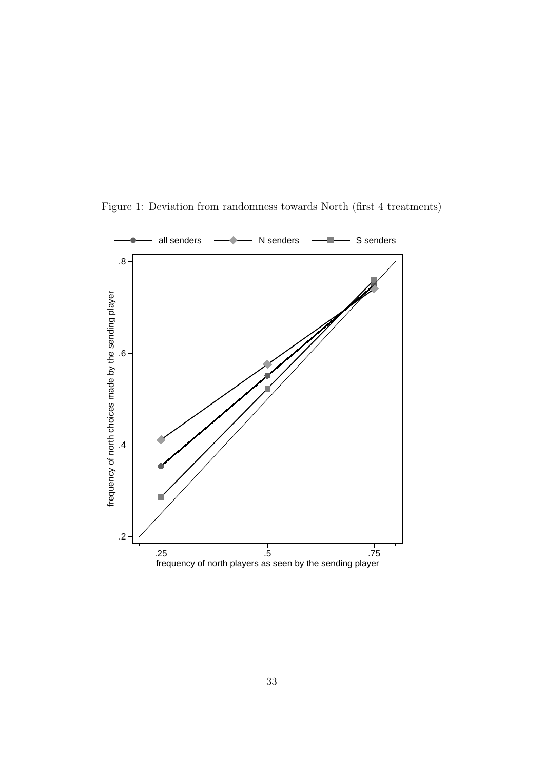Figure 1: Deviation from randomness towards North (first 4 treatments)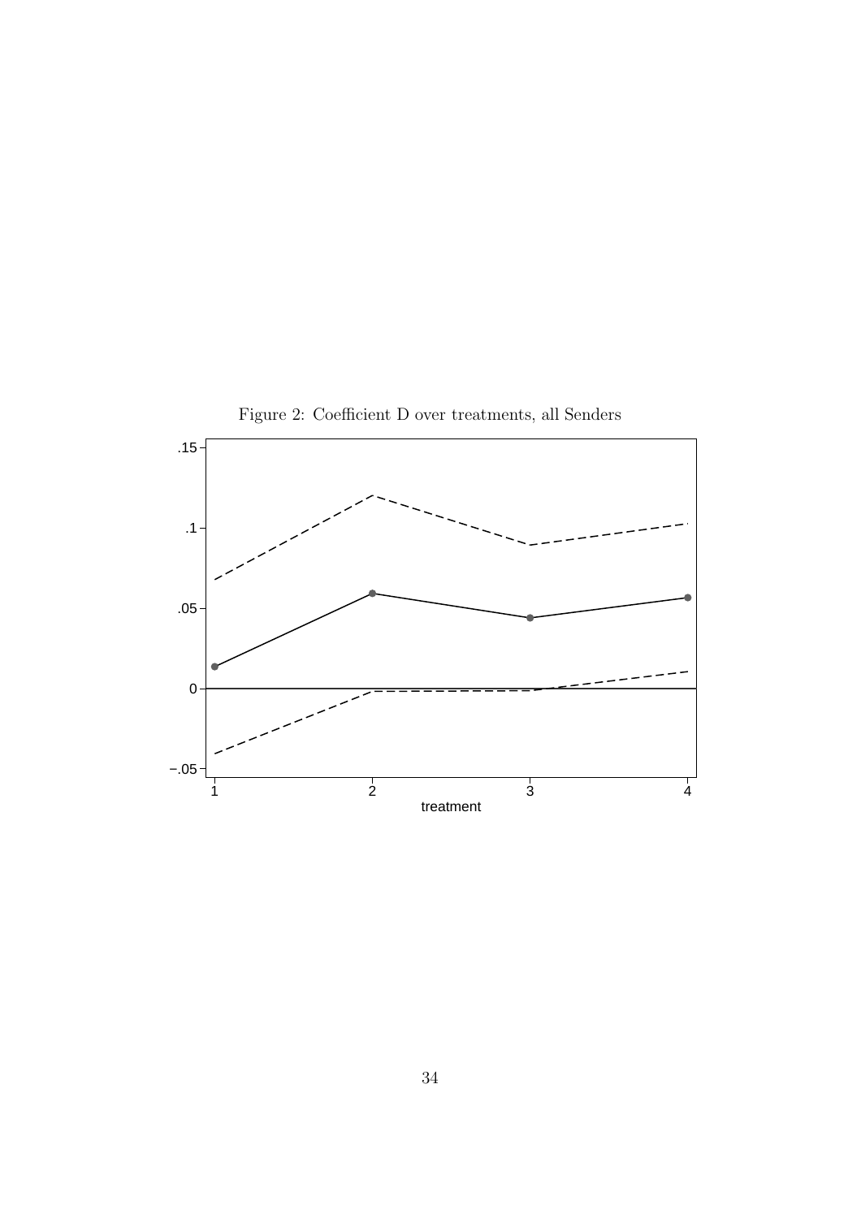Figure 2: Coefficient D over treatments, all Senders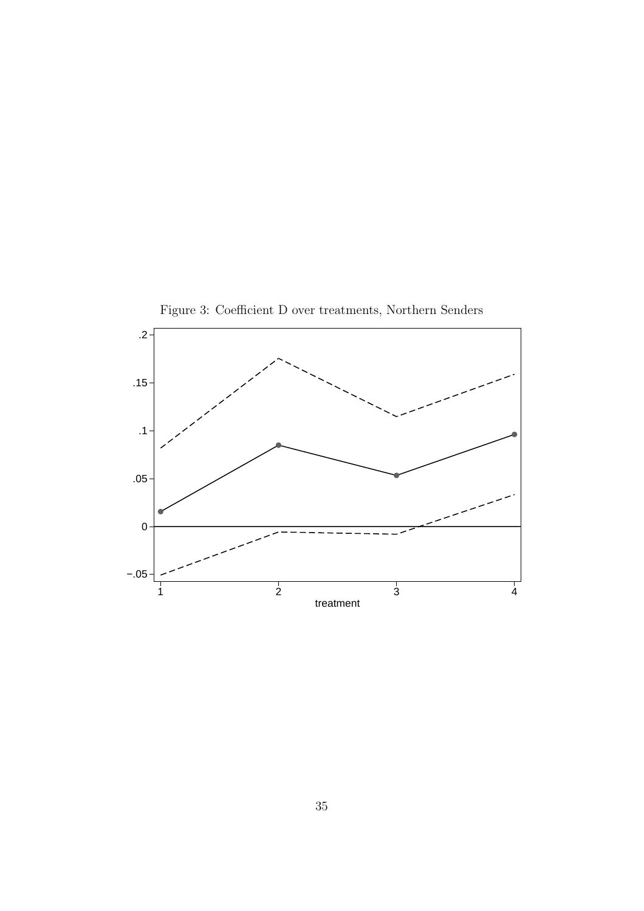Figure 3: Coefficient D over treatments, Northern Senders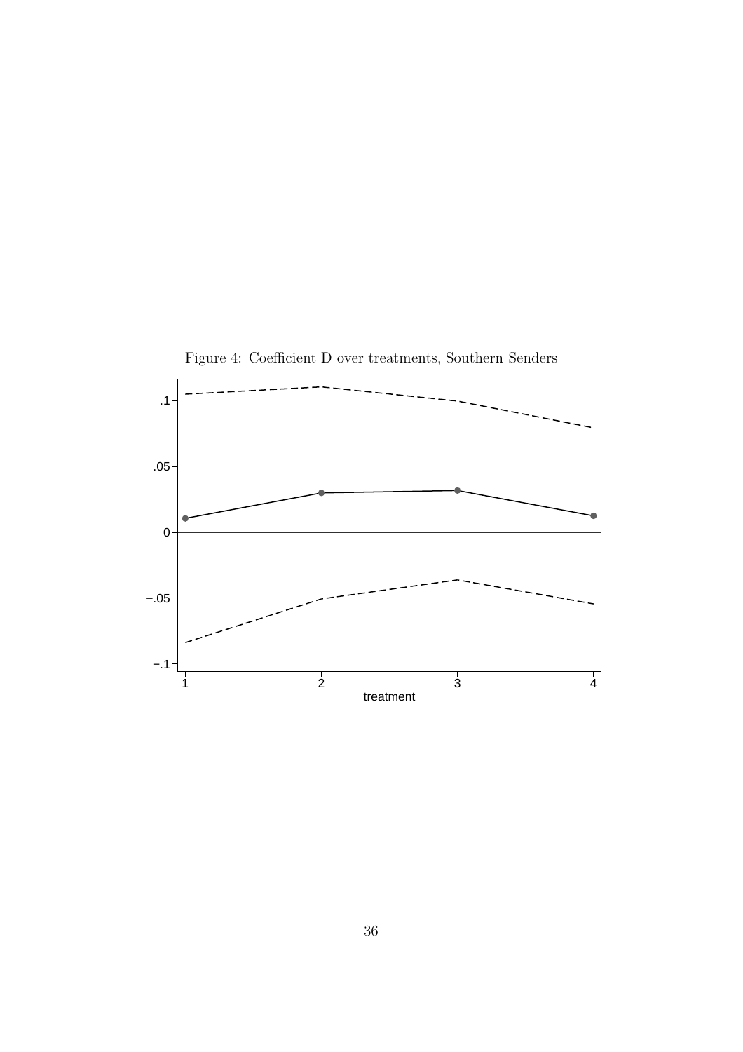Figure 4: Coefficient D over treatments, Southern Senders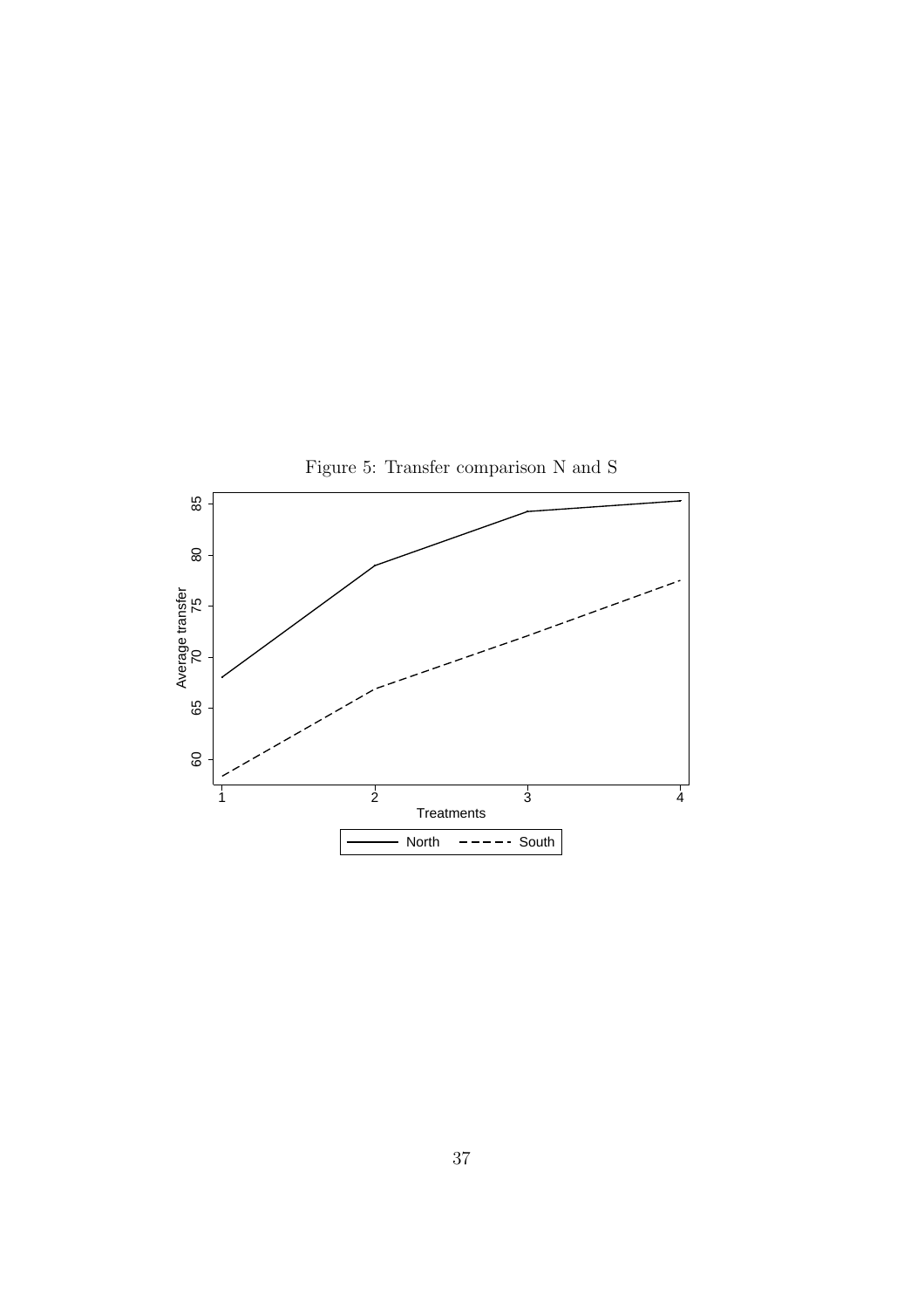Figure 5: Transfer comparison N and S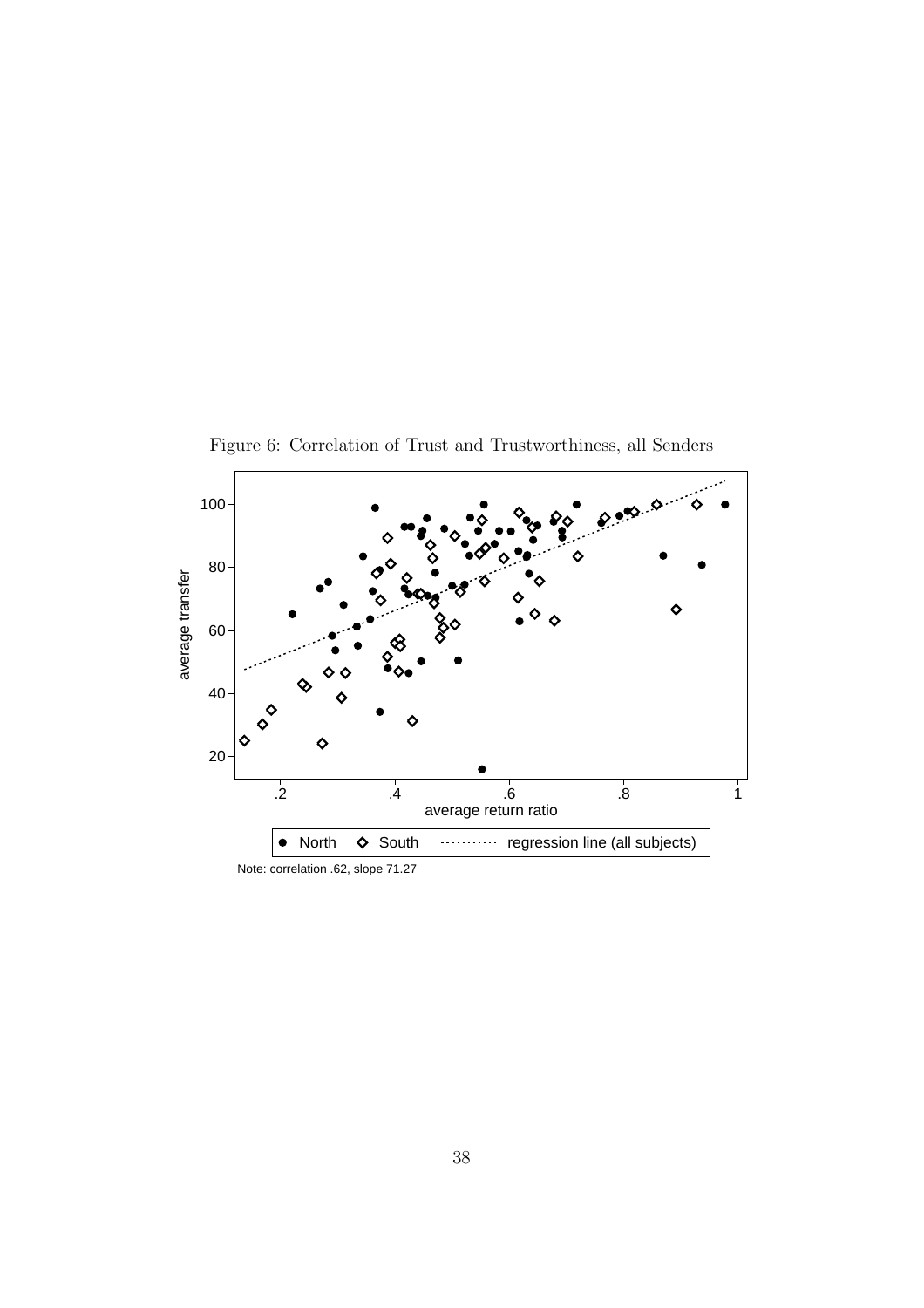Figure 6: Correlation of Trust and Trustworthiness, all Senders

Note: correlation .62, slope 71.27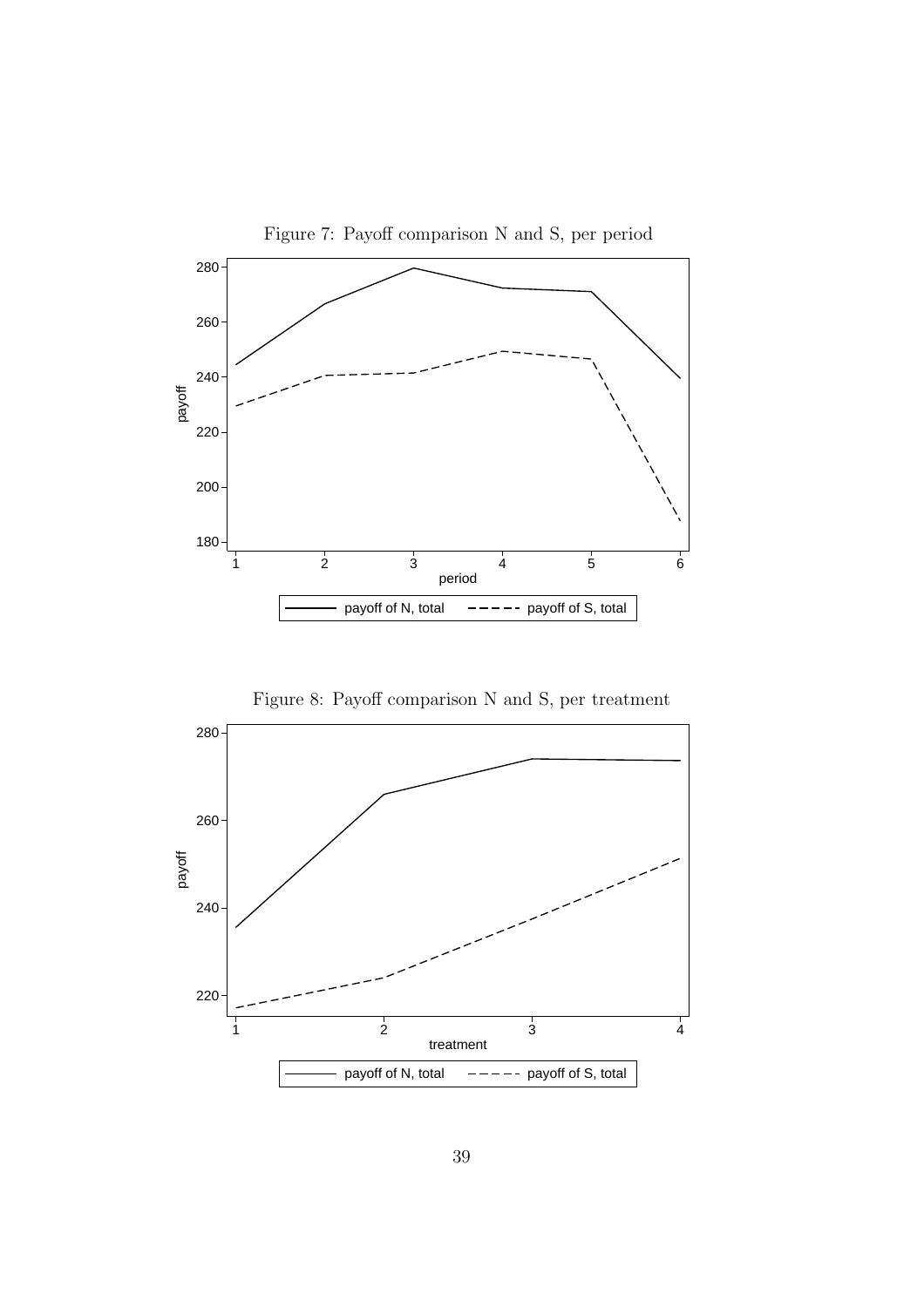Figure 7: Payoff comparison N and S, per period

280
260
240
220
200
180

payoff

1 2 3 4 5 6

period

payoff of N, total
payoff of S, total

Figure 8: Payoff comparison N and S, per treatment

280
260
240
220

payoff

1 2 3 4

treatment

payoff of N, total
payoff of S, total